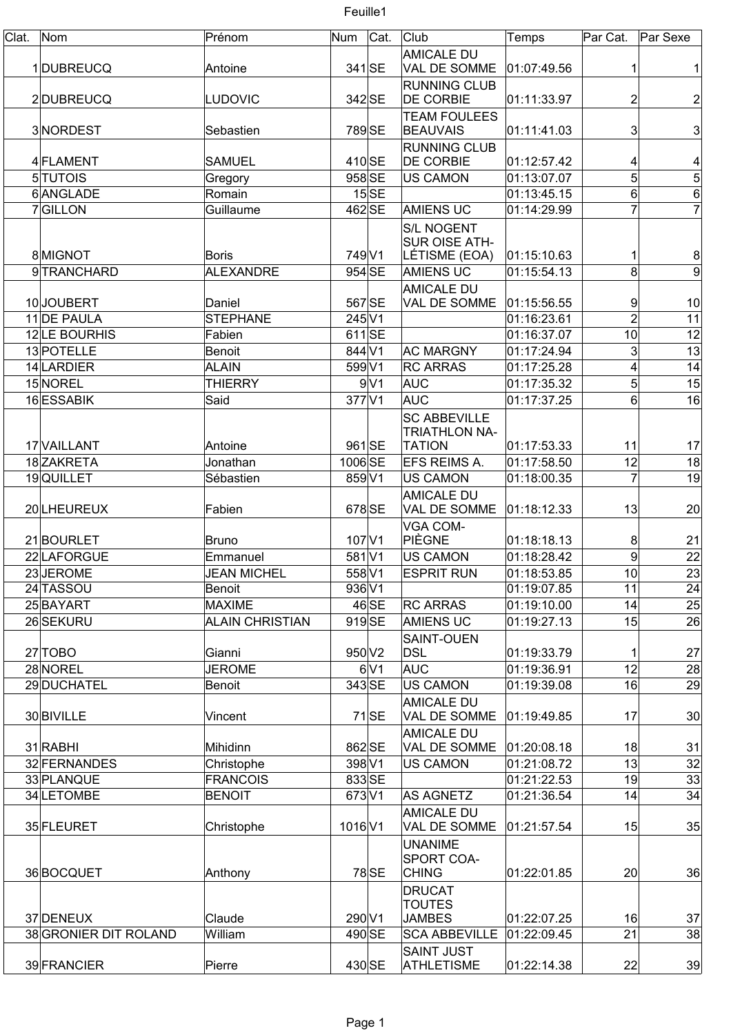| Clat. | Nom | Prénom | Num | Cat. | Club | Temps | Par Cat. | Par Sexe |
|---|---|---|---|---|---|---|---|---|
| 1 | DUBREUCQ | Antoine | 341 | SE | AMICALE DU VAL DE SOMME | 01:07:49.56 | 1 | 1 |
| 2 | DUBREUCQ | LUDOVIC | 342 | SE | RUNNING CLUB DE CORBIE | 01:11:33.97 | 2 | 2 |
| 3 | NORDEST | Sebastien | 789 | SE | TEAM FOULEES BEAUVAIS | 01:11:41.03 | 3 | 3 |
| 4 | FLAMENT | SAMUEL | 410 | SE | RUNNING CLUB DE CORBIE | 01:12:57.42 | 4 | 4 |
| 5 | TUTOIS | Gregory | 958 | SE | US CAMON | 01:13:07.07 | 5 | 5 |
| 6 | ANGLADE | Romain | 15 | SE | | 01:13:45.15 | 6 | 6 |
| 7 | GILLON | Guillaume | 462 | SE | AMIENS UC | 01:14:29.99 | 7 | 7 |
| 8 | MIGNOT | Boris | 749 | V1 | S/L NOGENT SUR OISE ATH-LÉTISME (EOA) | 01:15:10.63 | 1 | 8 |
| 9 | TRANCHARD | ALEXANDRE | 954 | SE | AMIENS UC | 01:15:54.13 | 8 | 9 |
| 10 | JOUBERT | Daniel | 567 | SE | AMICALE DU VAL DE SOMME | 01:15:56.55 | 9 | 10 |
| 11 | DE PAULA | STEPHANE | 245 | V1 | | 01:16:23.61 | 2 | 11 |
| 12 | LE BOURHIS | Fabien | 611 | SE | | 01:16:37.07 | 10 | 12 |
| 13 | POTELLE | Benoit | 844 | V1 | AC MARGNY | 01:17:24.94 | 3 | 13 |
| 14 | LARDIER | ALAIN | 599 | V1 | RC ARRAS | 01:17:25.28 | 4 | 14 |
| 15 | NOREL | THIERRY | 9 | V1 | AUC | 01:17:35.32 | 5 | 15 |
| 16 | ESSABIK | Said | 377 | V1 | AUC | 01:17:37.25 | 6 | 16 |
| 17 | VAILLANT | Antoine | 961 | SE | SC ABBEVILLE TRIATHLON NA-TATION | 01:17:53.33 | 11 | 17 |
| 18 | ZAKRETA | Jonathan | 1006 | SE | EFS REIMS A. | 01:17:58.50 | 12 | 18 |
| 19 | QUILLET | Sébastien | 859 | V1 | US CAMON | 01:18:00.35 | 7 | 19 |
| 20 | LHEUREUX | Fabien | 678 | SE | AMICALE DU VAL DE SOMME | 01:18:12.33 | 13 | 20 |
| 21 | BOURLET | Bruno | 107 | V1 | VGA COM-PIÈGNE | 01:18:18.13 | 8 | 21 |
| 22 | LAFORGUE | Emmanuel | 581 | V1 | US CAMON | 01:18:28.42 | 9 | 22 |
| 23 | JEROME | JEAN MICHEL | 558 | V1 | ESPRIT RUN | 01:18:53.85 | 10 | 23 |
| 24 | TASSOU | Benoit | 936 | V1 | | 01:19:07.85 | 11 | 24 |
| 25 | BAYART | MAXIME | 46 | SE | RC ARRAS | 01:19:10.00 | 14 | 25 |
| 26 | SEKURU | ALAIN CHRISTIAN | 919 | SE | AMIENS UC | 01:19:27.13 | 15 | 26 |
| 27 | TOBO | Gianni | 950 | V2 | SAINT-OUEN DSL | 01:19:33.79 | 1 | 27 |
| 28 | NOREL | JEROME | 6 | V1 | AUC | 01:19:36.91 | 12 | 28 |
| 29 | DUCHATEL | Benoit | 343 | SE | US CAMON | 01:19:39.08 | 16 | 29 |
| 30 | BIVILLE | Vincent | 71 | SE | AMICALE DU VAL DE SOMME | 01:19:49.85 | 17 | 30 |
| 31 | RABHI | Mihidinn | 862 | SE | AMICALE DU VAL DE SOMME | 01:20:08.18 | 18 | 31 |
| 32 | FERNANDES | Christophe | 398 | V1 | US CAMON | 01:21:08.72 | 13 | 32 |
| 33 | PLANQUE | FRANCOIS | 833 | SE | | 01:21:22.53 | 19 | 33 |
| 34 | LETOMBE | BENOIT | 673 | V1 | AS AGNETZ | 01:21:36.54 | 14 | 34 |
| 35 | FLEURET | Christophe | 1016 | V1 | AMICALE DU VAL DE SOMME | 01:21:57.54 | 15 | 35 |
| 36 | BOCQUET | Anthony | 78 | SE | UNANIME SPORT COA-CHING | 01:22:01.85 | 20 | 36 |
| 37 | DENEUX | Claude | 290 | V1 | DRUCAT TOUTES JAMBES | 01:22:07.25 | 16 | 37 |
| 38 | GRONIER DIT ROLAND | William | 490 | SE | SCA ABBEVILLE | 01:22:09.45 | 21 | 38 |
| 39 | FRANCIER | Pierre | 430 | SE | SAINT JUST ATHLETISME | 01:22:14.38 | 22 | 39 |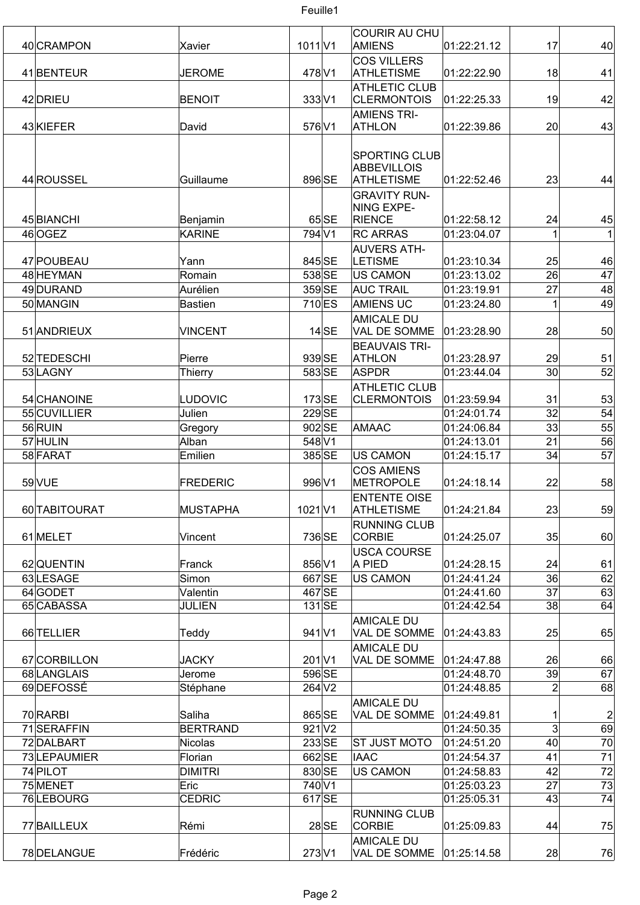| | | | | | | | | |
|---|---|---|---|---|---|---|---|---|
| 40 | CRAMPON | Xavier | 1011 | V1 | COURIR AU CHU AMIENS | 01:22:21.12 | 17 | 40 |
| 41 | BENTEUR | JEROME | 478 | V1 | COS VILLERS ATHLETISME | 01:22:22.90 | 18 | 41 |
| 42 | DRIEU | BENOIT | 333 | V1 | ATHLETIC CLUB CLERMONTOIS | 01:22:25.33 | 19 | 42 |
| 43 | KIEFER | David | 576 | V1 | AMIENS TRI-ATHLON | 01:22:39.86 | 20 | 43 |
| 44 | ROUSSEL | Guillaume | 896 | SE | SPORTING CLUB ABBEVILLOIS ATHLETISME | 01:22:52.46 | 23 | 44 |
| 45 | BIANCHI | Benjamin | 65 | SE | GRAVITY RUN-NING EXPE-RIENCE | 01:22:58.12 | 24 | 45 |
| 46 | OGEZ | KARINE | 794 | V1 | RC ARRAS | 01:23:04.07 | 1 | 1 |
| 47 | POUBEAU | Yann | 845 | SE | AUVERS ATH-LETISME | 01:23:10.34 | 25 | 46 |
| 48 | HEYMAN | Romain | 538 | SE | US CAMON | 01:23:13.02 | 26 | 47 |
| 49 | DURAND | Aurélien | 359 | SE | AUC TRAIL | 01:23:19.91 | 27 | 48 |
| 50 | MANGIN | Bastien | 710 | ES | AMIENS UC | 01:23:24.80 | 1 | 49 |
| 51 | ANDRIEUX | VINCENT | 14 | SE | AMICALE DU VAL DE SOMME | 01:23:28.90 | 28 | 50 |
| 52 | TEDESCHI | Pierre | 939 | SE | BEAUVAIS TRI-ATHLON | 01:23:28.97 | 29 | 51 |
| 53 | LAGNY | Thierry | 583 | SE | ASPDR | 01:23:44.04 | 30 | 52 |
| 54 | CHANOINE | LUDOVIC | 173 | SE | ATHLETIC CLUB CLERMONTOIS | 01:23:59.94 | 31 | 53 |
| 55 | CUVILLIER | Julien | 229 | SE | | 01:24:01.74 | 32 | 54 |
| 56 | RUIN | Gregory | 902 | SE | AMAAC | 01:24:06.84 | 33 | 55 |
| 57 | HULIN | Alban | 548 | V1 | | 01:24:13.01 | 21 | 56 |
| 58 | FARAT | Emilien | 385 | SE | US CAMON | 01:24:15.17 | 34 | 57 |
| 59 | VUE | FREDERIC | 996 | V1 | COS AMIENS METROPOLE | 01:24:18.14 | 22 | 58 |
| 60 | TABITOURAT | MUSTAPHA | 1021 | V1 | ENTENTE OISE ATHLETISME | 01:24:21.84 | 23 | 59 |
| 61 | MELET | Vincent | 736 | SE | RUNNING CLUB CORBIE | 01:24:25.07 | 35 | 60 |
| 62 | QUENTIN | Franck | 856 | V1 | USCA COURSE A PIED | 01:24:28.15 | 24 | 61 |
| 63 | LESAGE | Simon | 667 | SE | US CAMON | 01:24:41.24 | 36 | 62 |
| 64 | GODET | Valentin | 467 | SE | | 01:24:41.60 | 37 | 63 |
| 65 | CABASSA | JULIEN | 131 | SE | | 01:24:42.54 | 38 | 64 |
| 66 | TELLIER | Teddy | 941 | V1 | AMICALE DU VAL DE SOMME | 01:24:43.83 | 25 | 65 |
| 67 | CORBILLON | JACKY | 201 | V1 | AMICALE DU VAL DE SOMME | 01:24:47.88 | 26 | 66 |
| 68 | LANGLAIS | Jerome | 596 | SE | | 01:24:48.70 | 39 | 67 |
| 69 | DEFOSSÉ | Stéphane | 264 | V2 | | 01:24:48.85 | 2 | 68 |
| 70 | RARBI | Saliha | 865 | SE | AMICALE DU VAL DE SOMME | 01:24:49.81 | 1 | 2 |
| 71 | SERAFFIN | BERTRAND | 921 | V2 | | 01:24:50.35 | 3 | 69 |
| 72 | DALBART | Nicolas | 233 | SE | ST JUST MOTO | 01:24:51.20 | 40 | 70 |
| 73 | LEPAUMIER | Florian | 662 | SE | IAAC | 01:24:54.37 | 41 | 71 |
| 74 | PILOT | DIMITRI | 830 | SE | US CAMON | 01:24:58.83 | 42 | 72 |
| 75 | MENET | Eric | 740 | V1 | | 01:25:03.23 | 27 | 73 |
| 76 | LEBOURG | CEDRIC | 617 | SE | | 01:25:05.31 | 43 | 74 |
| 77 | BAILLEUX | Rémi | 28 | SE | RUNNING CLUB CORBIE | 01:25:09.83 | 44 | 75 |
| 78 | DELANGUE | Frédéric | 273 | V1 | AMICALE DU VAL DE SOMME | 01:25:14.58 | 28 | 76 |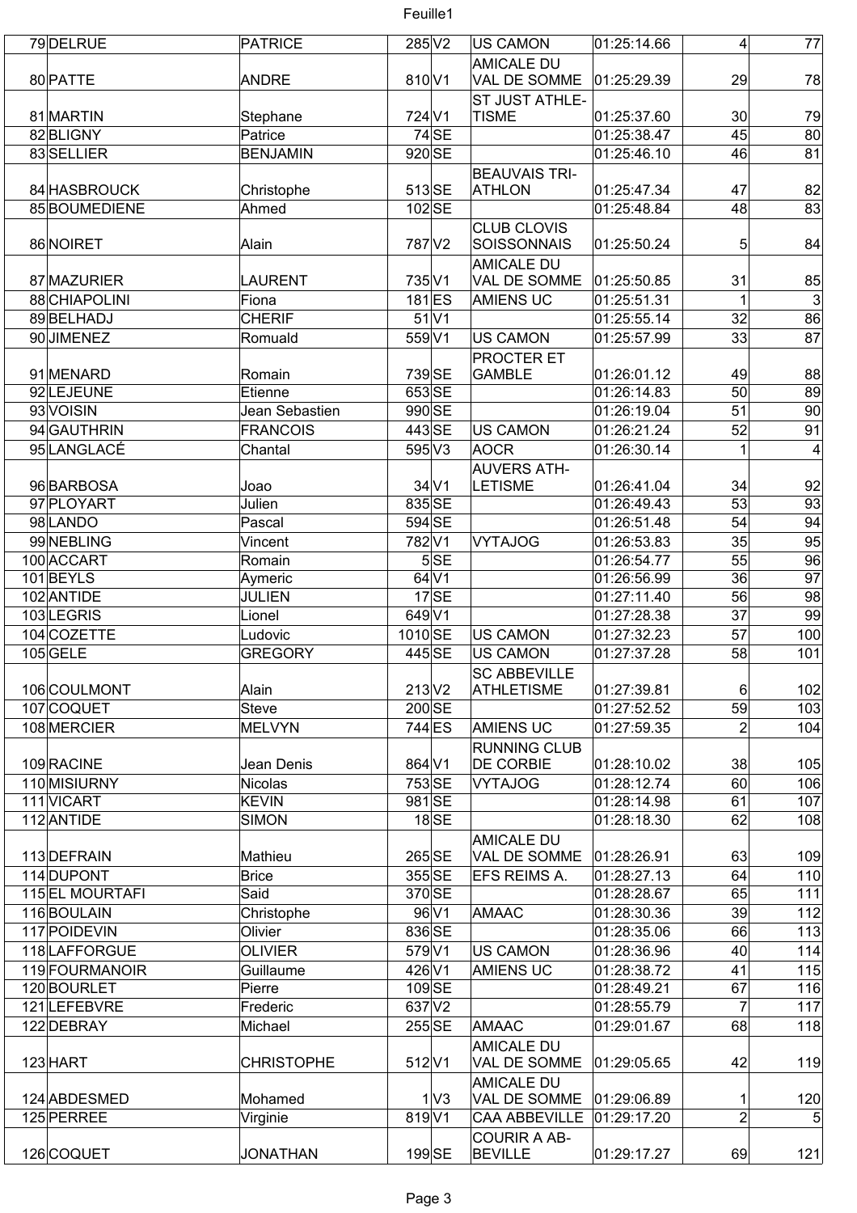| | | | | | | | |
|---|---|---|---|---|---|---|---|
| 79 | DELRUE | PATRICE | 285 | V2 | US CAMON | 01:25:14.66 | 4 | 77 |
| 80 | PATTE | ANDRE | 810 | V1 | AMICALE DU VAL DE SOMME | 01:25:29.39 | 29 | 78 |
| 81 | MARTIN | Stephane | 724 | V1 | ST JUST ATHLE-TISME | 01:25:37.60 | 30 | 79 |
| 82 | BLIGNY | Patrice | 74 | SE | | 01:25:38.47 | 45 | 80 |
| 83 | SELLIER | BENJAMIN | 920 | SE | | 01:25:46.10 | 46 | 81 |
| 84 | HASBROUCK | Christophe | 513 | SE | BEAUVAIS TRI-ATHLON | 01:25:47.34 | 47 | 82 |
| 85 | BOUMEDIENE | Ahmed | 102 | SE | | 01:25:48.84 | 48 | 83 |
| 86 | NOIRET | Alain | 787 | V2 | CLUB CLOVIS SOISSONNAIS | 01:25:50.24 | 5 | 84 |
| 87 | MAZURIER | LAURENT | 735 | V1 | AMICALE DU VAL DE SOMME | 01:25:50.85 | 31 | 85 |
| 88 | CHIAPOLINI | Fiona | 181 | ES | AMIENS UC | 01:25:51.31 | 1 | 3 |
| 89 | BELHADJ | CHERIF | 51 | V1 | | 01:25:55.14 | 32 | 86 |
| 90 | JIMENEZ | Romuald | 559 | V1 | US CAMON | 01:25:57.99 | 33 | 87 |
| 91 | MENARD | Romain | 739 | SE | PROCTER ET GAMBLE | 01:26:01.12 | 49 | 88 |
| 92 | LEJEUNE | Etienne | 653 | SE | | 01:26:14.83 | 50 | 89 |
| 93 | VOISIN | Jean Sebastien | 990 | SE | | 01:26:19.04 | 51 | 90 |
| 94 | GAUTHRIN | FRANCOIS | 443 | SE | US CAMON | 01:26:21.24 | 52 | 91 |
| 95 | LANGLACÉ | Chantal | 595 | V3 | AOCR | 01:26:30.14 | 1 | 4 |
| 96 | BARBOSA | Joao | 34 | V1 | AUVERS ATH-LETISME | 01:26:41.04 | 34 | 92 |
| 97 | PLOYART | Julien | 835 | SE | | 01:26:49.43 | 53 | 93 |
| 98 | LANDO | Pascal | 594 | SE | | 01:26:51.48 | 54 | 94 |
| 99 | NEBLING | Vincent | 782 | V1 | VYTAJOG | 01:26:53.83 | 35 | 95 |
| 100 | ACCART | Romain | 5 | SE | | 01:26:54.77 | 55 | 96 |
| 101 | BEYLS | Aymeric | 64 | V1 | | 01:26:56.99 | 36 | 97 |
| 102 | ANTIDE | JULIEN | 17 | SE | | 01:27:11.40 | 56 | 98 |
| 103 | LEGRIS | Lionel | 649 | V1 | | 01:27:28.38 | 37 | 99 |
| 104 | COZETTE | Ludovic | 1010 | SE | US CAMON | 01:27:32.23 | 57 | 100 |
| 105 | GELE | GREGORY | 445 | SE | US CAMON | 01:27:37.28 | 58 | 101 |
| 106 | COULMONT | Alain | 213 | V2 | SC ABBEVILLE ATHLETISME | 01:27:39.81 | 6 | 102 |
| 107 | COQUET | Steve | 200 | SE | | 01:27:52.52 | 59 | 103 |
| 108 | MERCIER | MELVYN | 744 | ES | AMIENS UC | 01:27:59.35 | 2 | 104 |
| 109 | RACINE | Jean Denis | 864 | V1 | RUNNING CLUB DE CORBIE | 01:28:10.02 | 38 | 105 |
| 110 | MISIURNY | Nicolas | 753 | SE | VYTAJOG | 01:28:12.74 | 60 | 106 |
| 111 | VICART | KEVIN | 981 | SE | | 01:28:14.98 | 61 | 107 |
| 112 | ANTIDE | SIMON | 18 | SE | | 01:28:18.30 | 62 | 108 |
| 113 | DEFRAIN | Mathieu | 265 | SE | AMICALE DU VAL DE SOMME | 01:28:26.91 | 63 | 109 |
| 114 | DUPONT | Brice | 355 | SE | EFS REIMS A. | 01:28:27.13 | 64 | 110 |
| 115 | EL MOURTAFI | Said | 370 | SE | | 01:28:28.67 | 65 | 111 |
| 116 | BOULAIN | Christophe | 96 | V1 | AMAAC | 01:28:30.36 | 39 | 112 |
| 117 | POIDEVIN | Olivier | 836 | SE | | 01:28:35.06 | 66 | 113 |
| 118 | LAFFORGUE | OLIVIER | 579 | V1 | US CAMON | 01:28:36.96 | 40 | 114 |
| 119 | FOURMANOIR | Guillaume | 426 | V1 | AMIENS UC | 01:28:38.72 | 41 | 115 |
| 120 | BOURLET | Pierre | 109 | SE | | 01:28:49.21 | 67 | 116 |
| 121 | LEFEBVRE | Frederic | 637 | V2 | | 01:28:55.79 | 7 | 117 |
| 122 | DEBRAY | Michael | 255 | SE | AMAAC | 01:29:01.67 | 68 | 118 |
| 123 | HART | CHRISTOPHE | 512 | V1 | AMICALE DU VAL DE SOMME | 01:29:05.65 | 42 | 119 |
| 124 | ABDESMED | Mohamed | 1 | V3 | AMICALE DU VAL DE SOMME | 01:29:06.89 | 1 | 120 |
| 125 | PERREE | Virginie | 819 | V1 | CAA ABBEVILLE | 01:29:17.20 | 2 | 5 |
| 126 | COQUET | JONATHAN | 199 | SE | COURIR A AB-BEVILLE | 01:29:17.27 | 69 | 121 |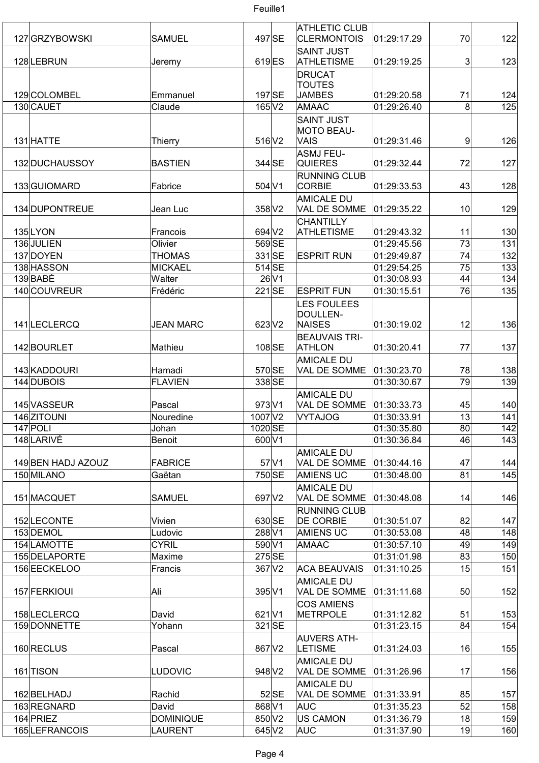| | | | | | | | | |
|---|---|---|---|---|---|---|---|---|
| 127 | GRZYBOWSKI | SAMUEL | 497 | SE | ATHLETIC CLUB CLERMONTOIS | 01:29:17.29 | 70 | 122 |
| 128 | LEBRUN | Jeremy | 619 | ES | SAINT JUST ATHLETISME | 01:29:19.25 | 3 | 123 |
| 129 | COLOMBEL | Emmanuel | 197 | SE | DRUCAT TOUTES JAMBES | 01:29:20.58 | 71 | 124 |
| 130 | CAUET | Claude | 165 | V2 | AMAAC | 01:29:26.40 | 8 | 125 |
| 131 | HATTE | Thierry | 516 | V2 | SAINT JUST MOTO BEAU-VAIS | 01:29:31.46 | 9 | 126 |
| 132 | DUCHAUSSOY | BASTIEN | 344 | SE | ASMJ FEU-QUIERES | 01:29:32.44 | 72 | 127 |
| 133 | GUIOMARD | Fabrice | 504 | V1 | RUNNING CLUB CORBIE | 01:29:33.53 | 43 | 128 |
| 134 | DUPONTREUE | Jean Luc | 358 | V2 | AMICALE DU VAL DE SOMME | 01:29:35.22 | 10 | 129 |
| 135 | LYON | Francois | 694 | V2 | CHANTILLY ATHLETISME | 01:29:43.32 | 11 | 130 |
| 136 | JULIEN | Olivier | 569 | SE | | 01:29:45.56 | 73 | 131 |
| 137 | DOYEN | THOMAS | 331 | SE | ESPRIT RUN | 01:29:49.87 | 74 | 132 |
| 138 | HASSON | MICKAEL | 514 | SE | | 01:29:54.25 | 75 | 133 |
| 139 | BABÉ | Walter | 26 | V1 | | 01:30:08.93 | 44 | 134 |
| 140 | COUVREUR | Frédéric | 221 | SE | ESPRIT FUN | 01:30:15.51 | 76 | 135 |
| 141 | LECLERCQ | JEAN MARC | 623 | V2 | LES FOULEES DOULLEN-NAISES | 01:30:19.02 | 12 | 136 |
| 142 | BOURLET | Mathieu | 108 | SE | BEAUVAIS TRI-ATHLON | 01:30:20.41 | 77 | 137 |
| 143 | KADDOURI | Hamadi | 570 | SE | AMICALE DU VAL DE SOMME | 01:30:23.70 | 78 | 138 |
| 144 | DUBOIS | FLAVIEN | 338 | SE | | 01:30:30.67 | 79 | 139 |
| 145 | VASSEUR | Pascal | 973 | V1 | AMICALE DU VAL DE SOMME | 01:30:33.73 | 45 | 140 |
| 146 | ZITOUNI | Nouredine | 1007 | V2 | VYTAJOG | 01:30:33.91 | 13 | 141 |
| 147 | POLI | Johan | 1020 | SE | | 01:30:35.80 | 80 | 142 |
| 148 | LARIVÉ | Benoit | 600 | V1 | | 01:30:36.84 | 46 | 143 |
| 149 | BEN HADJ AZOUZ | FABRICE | 57 | V1 | AMICALE DU VAL DE SOMME | 01:30:44.16 | 47 | 144 |
| 150 | MILANO | Gaëtan | 750 | SE | AMIENS UC | 01:30:48.00 | 81 | 145 |
| 151 | MACQUET | SAMUEL | 697 | V2 | AMICALE DU VAL DE SOMME | 01:30:48.08 | 14 | 146 |
| 152 | LECONTE | Vivien | 630 | SE | RUNNING CLUB DE CORBIE | 01:30:51.07 | 82 | 147 |
| 153 | DEMOL | Ludovic | 288 | V1 | AMIENS UC | 01:30:53.08 | 48 | 148 |
| 154 | LAMOTTE | CYRIL | 590 | V1 | AMAAC | 01:30:57.10 | 49 | 149 |
| 155 | DELAPORTE | Maxime | 275 | SE | | 01:31:01.98 | 83 | 150 |
| 156 | EECKELOO | Francis | 367 | V2 | ACA BEAUVAIS | 01:31:10.25 | 15 | 151 |
| 157 | FERKIOUI | Ali | 395 | V1 | AMICALE DU VAL DE SOMME | 01:31:11.68 | 50 | 152 |
| 158 | LECLERCQ | David | 621 | V1 | COS AMIENS METRPOLE | 01:31:12.82 | 51 | 153 |
| 159 | DONNETTE | Yohann | 321 | SE | | 01:31:23.15 | 84 | 154 |
| 160 | RECLUS | Pascal | 867 | V2 | AUVERS ATH-LETISME | 01:31:24.03 | 16 | 155 |
| 161 | TISON | LUDOVIC | 948 | V2 | AMICALE DU VAL DE SOMME | 01:31:26.96 | 17 | 156 |
| 162 | BELHADJ | Rachid | 52 | SE | AMICALE DU VAL DE SOMME | 01:31:33.91 | 85 | 157 |
| 163 | REGNARD | David | 868 | V1 | AUC | 01:31:35.23 | 52 | 158 |
| 164 | PRIEZ | DOMINIQUE | 850 | V2 | US CAMON | 01:31:36.79 | 18 | 159 |
| 165 | LEFRANCOIS | LAURENT | 645 | V2 | AUC | 01:31:37.90 | 19 | 160 |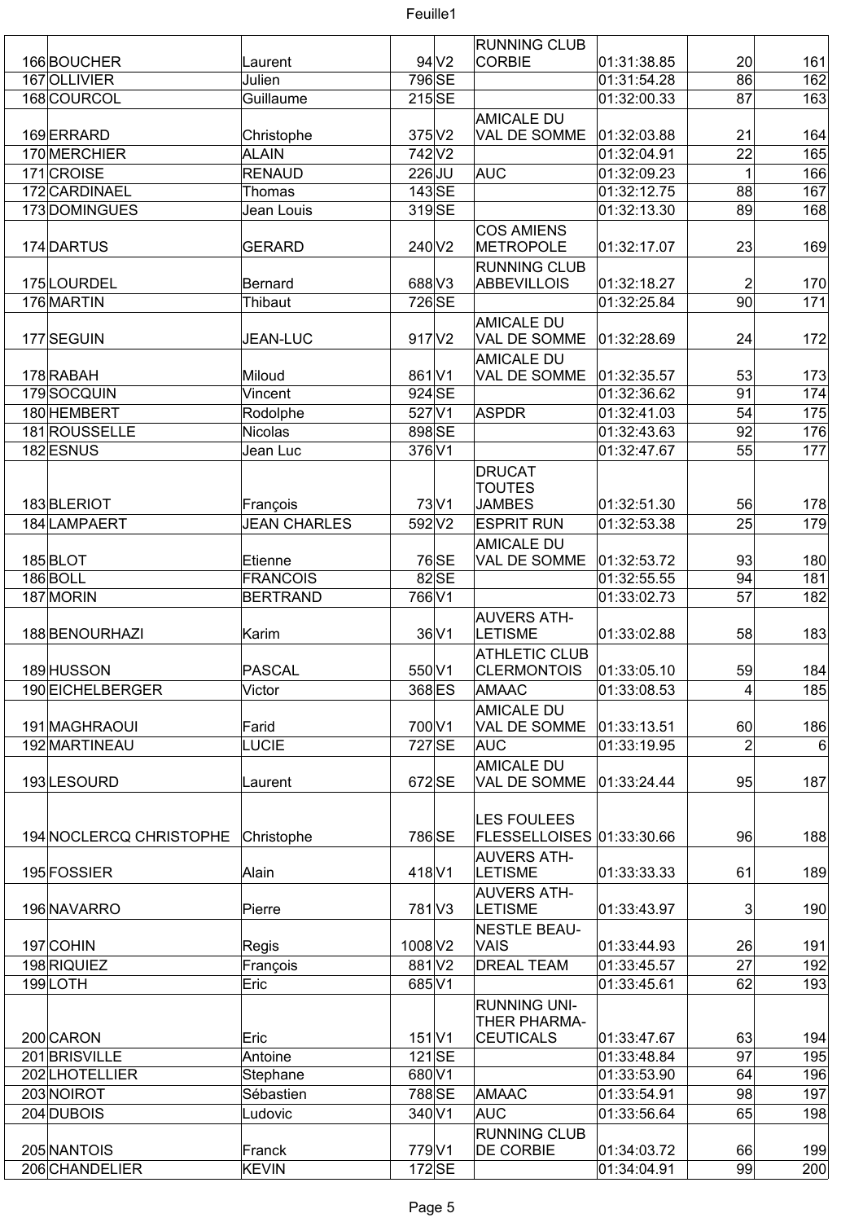| | | | | | | | |
|---|---|---|---|---|---|---|---|
| 166 | BOUCHER | Laurent | 94 | V2 | RUNNING CLUB CORBIE | 01:31:38.85 | 20 | 161 |
| 167 | OLLIVIER | Julien | 796 | SE | | 01:31:54.28 | 86 | 162 |
| 168 | COURCOL | Guillaume | 215 | SE | | 01:32:00.33 | 87 | 163 |
| 169 | ERRARD | Christophe | 375 | V2 | AMICALE DU VAL DE SOMME | 01:32:03.88 | 21 | 164 |
| 170 | MERCHIER | ALAIN | 742 | V2 | | 01:32:04.91 | 22 | 165 |
| 171 | CROISE | RENAUD | 226 | JU | AUC | 01:32:09.23 | 1 | 166 |
| 172 | CARDINAEL | Thomas | 143 | SE | | 01:32:12.75 | 88 | 167 |
| 173 | DOMINGUES | Jean Louis | 319 | SE | | 01:32:13.30 | 89 | 168 |
| 174 | DARTUS | GERARD | 240 | V2 | COS AMIENS METROPOLE | 01:32:17.07 | 23 | 169 |
| 175 | LOURDEL | Bernard | 688 | V3 | RUNNING CLUB ABBEVILLOIS | 01:32:18.27 | 2 | 170 |
| 176 | MARTIN | Thibaut | 726 | SE | | 01:32:25.84 | 90 | 171 |
| 177 | SEGUIN | JEAN-LUC | 917 | V2 | AMICALE DU VAL DE SOMME | 01:32:28.69 | 24 | 172 |
| 178 | RABAH | Miloud | 861 | V1 | AMICALE DU VAL DE SOMME | 01:32:35.57 | 53 | 173 |
| 179 | SOCQUIN | Vincent | 924 | SE | | 01:32:36.62 | 91 | 174 |
| 180 | HEMBERT | Rodolphe | 527 | V1 | ASPDR | 01:32:41.03 | 54 | 175 |
| 181 | ROUSSELLE | Nicolas | 898 | SE | | 01:32:43.63 | 92 | 176 |
| 182 | ESNUS | Jean Luc | 376 | V1 | | 01:32:47.67 | 55 | 177 |
| 183 | BLERIOT | François | 73 | V1 | DRUCAT TOUTES JAMBES | 01:32:51.30 | 56 | 178 |
| 184 | LAMPAERT | JEAN CHARLES | 592 | V2 | ESPRIT RUN | 01:32:53.38 | 25 | 179 |
| 185 | BLOT | Etienne | 76 | SE | AMICALE DU VAL DE SOMME | 01:32:53.72 | 93 | 180 |
| 186 | BOLL | FRANCOIS | 82 | SE | | 01:32:55.55 | 94 | 181 |
| 187 | MORIN | BERTRAND | 766 | V1 | | 01:33:02.73 | 57 | 182 |
| 188 | BENOURHAZI | Karim | 36 | V1 | AUVERS ATH-LETISME | 01:33:02.88 | 58 | 183 |
| 189 | HUSSON | PASCAL | 550 | V1 | ATHLETIC CLUB CLERMONTOIS | 01:33:05.10 | 59 | 184 |
| 190 | EICHELBERGER | Victor | 368 | ES | AMAAC | 01:33:08.53 | 4 | 185 |
| 191 | MAGHRAOUI | Farid | 700 | V1 | AMICALE DU VAL DE SOMME | 01:33:13.51 | 60 | 186 |
| 192 | MARTINEAU | LUCIE | 727 | SE | AUC | 01:33:19.95 | 2 | 6 |
| 193 | LESOURD | Laurent | 672 | SE | AMICALE DU VAL DE SOMME | 01:33:24.44 | 95 | 187 |
| 194 | NOCLERCQ CHRISTOPHE | Christophe | 786 | SE | LES FOULEES FLESSELLOISES | 01:33:30.66 | 96 | 188 |
| 195 | FOSSIER | Alain | 418 | V1 | AUVERS ATH-LETISME | 01:33:33.33 | 61 | 189 |
| 196 | NAVARRO | Pierre | 781 | V3 | AUVERS ATH-LETISME | 01:33:43.97 | 3 | 190 |
| 197 | COHIN | Regis | 1008 | V2 | NESTLE BEAU-VAIS | 01:33:44.93 | 26 | 191 |
| 198 | RIQUIEZ | François | 881 | V2 | DREAL TEAM | 01:33:45.57 | 27 | 192 |
| 199 | LOTH | Eric | 685 | V1 | | 01:33:45.61 | 62 | 193 |
| 200 | CARON | Eric | 151 | V1 | RUNNING UNI-THER PHARMA-CEUTICALS | 01:33:47.67 | 63 | 194 |
| 201 | BRISVILLE | Antoine | 121 | SE | | 01:33:48.84 | 97 | 195 |
| 202 | LHOTELLIER | Stephane | 680 | V1 | | 01:33:53.90 | 64 | 196 |
| 203 | NOIROT | Sébastien | 788 | SE | AMAAC | 01:33:54.91 | 98 | 197 |
| 204 | DUBOIS | Ludovic | 340 | V1 | AUC | 01:33:56.64 | 65 | 198 |
| 205 | NANTOIS | Franck | 779 | V1 | RUNNING CLUB DE CORBIE | 01:34:03.72 | 66 | 199 |
| 206 | CHANDELIER | KEVIN | 172 | SE | | 01:34:04.91 | 99 | 200 |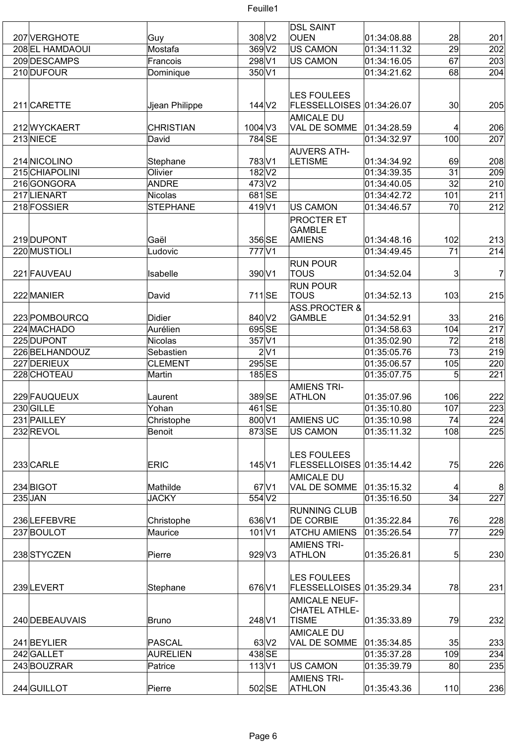| | | | | | | | |
|---|---|---|---|---|---|---|---|
| 207 | VERGHOTE | Guy | 308 | V2 | DSL SAINT OUEN | 01:34:08.88 | 28 | 201 |
| 208 | EL HAMDAOUI | Mostafa | 369 | V2 | US CAMON | 01:34:11.32 | 29 | 202 |
| 209 | DESCAMPS | Francois | 298 | V1 | US CAMON | 01:34:16.05 | 67 | 203 |
| 210 | DUFOUR | Dominique | 350 | V1 | | 01:34:21.62 | 68 | 204 |
| 211 | CARETTE | Jjean Philippe | 144 | V2 | LES FOULEES FLESSELLOISES | 01:34:26.07 | 30 | 205 |
| 212 | WYCKAERT | CHRISTIAN | 1004 | V3 | AMICALE DU VAL DE SOMME | 01:34:28.59 | 4 | 206 |
| 213 | NIECE | David | 784 | SE | | 01:34:32.97 | 100 | 207 |
| 214 | NICOLINO | Stephane | 783 | V1 | AUVERS ATH-LETISME | 01:34:34.92 | 69 | 208 |
| 215 | CHIAPOLINI | Olivier | 182 | V2 | | 01:34:39.35 | 31 | 209 |
| 216 | GONGORA | ANDRE | 473 | V2 | | 01:34:40.05 | 32 | 210 |
| 217 | LIENART | Nicolas | 681 | SE | | 01:34:42.72 | 101 | 211 |
| 218 | FOSSIER | STEPHANE | 419 | V1 | US CAMON | 01:34:46.57 | 70 | 212 |
| 219 | DUPONT | Gaël | 356 | SE | PROCTER ET GAMBLE AMIENS | 01:34:48.16 | 102 | 213 |
| 220 | MUSTIOLI | Ludovic | 777 | V1 | | 01:34:49.45 | 71 | 214 |
| 221 | FAUVEAU | Isabelle | 390 | V1 | RUN POUR TOUS | 01:34:52.04 | 3 | 7 |
| 222 | MANIER | David | 711 | SE | RUN POUR TOUS | 01:34:52.13 | 103 | 215 |
| 223 | POMBOURCQ | Didier | 840 | V2 | ASS.PROCTER & GAMBLE | 01:34:52.91 | 33 | 216 |
| 224 | MACHADO | Aurélien | 695 | SE | | 01:34:58.63 | 104 | 217 |
| 225 | DUPONT | Nicolas | 357 | V1 | | 01:35:02.90 | 72 | 218 |
| 226 | BELHANDOUZ | Sebastien | 2 | V1 | | 01:35:05.76 | 73 | 219 |
| 227 | DERIEUX | CLEMENT | 295 | SE | | 01:35:06.57 | 105 | 220 |
| 228 | CHOTEAU | Martin | 185 | ES | | 01:35:07.75 | 5 | 221 |
| 229 | FAUQUEUX | Laurent | 389 | SE | AMIENS TRI-ATHLON | 01:35:07.96 | 106 | 222 |
| 230 | GILLE | Yohan | 461 | SE | | 01:35:10.80 | 107 | 223 |
| 231 | PAILLEY | Christophe | 800 | V1 | AMIENS UC | 01:35:10.98 | 74 | 224 |
| 232 | REVOL | Benoit | 873 | SE | US CAMON | 01:35:11.32 | 108 | 225 |
| 233 | CARLE | ERIC | 145 | V1 | LES FOULEES FLESSELLOISES | 01:35:14.42 | 75 | 226 |
| 234 | BIGOT | Mathilde | 67 | V1 | AMICALE DU VAL DE SOMME | 01:35:15.32 | 4 | 8 |
| 235 | JAN | JACKY | 554 | V2 | | 01:35:16.50 | 34 | 227 |
| 236 | LEFEBVRE | Christophe | 636 | V1 | RUNNING CLUB DE CORBIE | 01:35:22.84 | 76 | 228 |
| 237 | BOULOT | Maurice | 101 | V1 | ATCHU AMIENS | 01:35:26.54 | 77 | 229 |
| 238 | STYCZEN | Pierre | 929 | V3 | AMIENS TRI-ATHLON | 01:35:26.81 | 5 | 230 |
| 239 | LEVERT | Stephane | 676 | V1 | LES FOULEES FLESSELLOISES | 01:35:29.34 | 78 | 231 |
| 240 | DEBEAUVAIS | Bruno | 248 | V1 | AMICALE NEUF-CHATEL ATHLE-TISME | 01:35:33.89 | 79 | 232 |
| 241 | BEYLIER | PASCAL | 63 | V2 | AMICALE DU VAL DE SOMME | 01:35:34.85 | 35 | 233 |
| 242 | GALLET | AURELIEN | 438 | SE | | 01:35:37.28 | 109 | 234 |
| 243 | BOUZRAR | Patrice | 113 | V1 | US CAMON | 01:35:39.79 | 80 | 235 |
| 244 | GUILLOT | Pierre | 502 | SE | AMIENS TRI-ATHLON | 01:35:43.36 | 110 | 236 |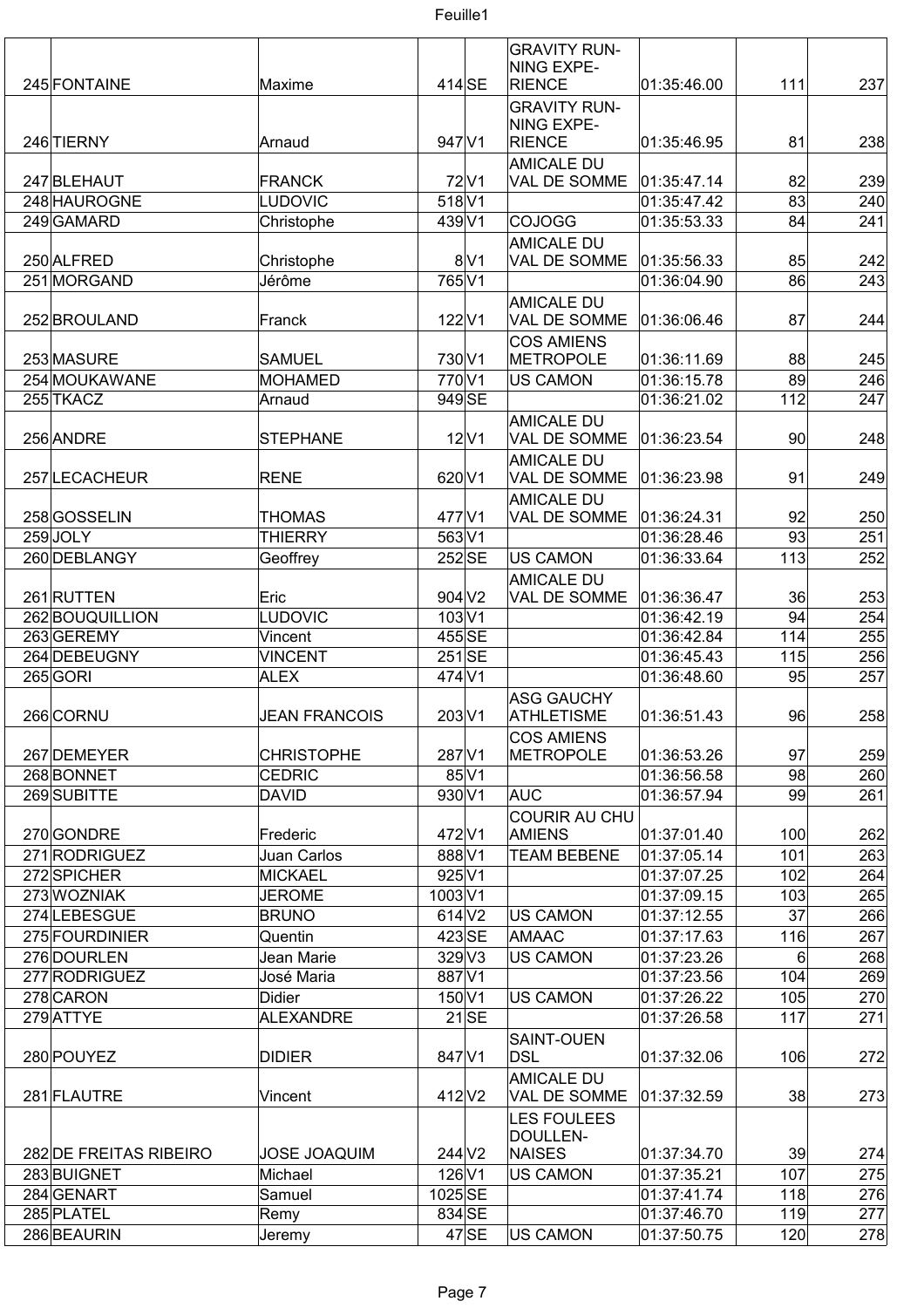| | | | | | | | | |
|---|---|---|---|---|---|---|---|---|
| 245 | FONTAINE | Maxime | 414 | SE | GRAVITY RUNNING EXPERIENCE | 01:35:46.00 | 111 | 237 |
| 246 | TIERNY | Arnaud | 947 | V1 | GRAVITY RUNNING EXPERIENCE | 01:35:46.95 | 81 | 238 |
| 247 | BLEHAUT | FRANCK | 72 | V1 | AMICALE DU VAL DE SOMME | 01:35:47.14 | 82 | 239 |
| 248 | HAUROGNE | LUDOVIC | 518 | V1 | | 01:35:47.42 | 83 | 240 |
| 249 | GAMARD | Christophe | 439 | V1 | COJOGG | 01:35:53.33 | 84 | 241 |
| 250 | ALFRED | Christophe | 8 | V1 | AMICALE DU VAL DE SOMME | 01:35:56.33 | 85 | 242 |
| 251 | MORGAND | Jérôme | 765 | V1 | | 01:36:04.90 | 86 | 243 |
| 252 | BROULAND | Franck | 122 | V1 | AMICALE DU VAL DE SOMME | 01:36:06.46 | 87 | 244 |
| 253 | MASURE | SAMUEL | 730 | V1 | COS AMIENS METROPOLE | 01:36:11.69 | 88 | 245 |
| 254 | MOUKAWANE | MOHAMED | 770 | V1 | US CAMON | 01:36:15.78 | 89 | 246 |
| 255 | TKACZ | Arnaud | 949 | SE | | 01:36:21.02 | 112 | 247 |
| 256 | ANDRE | STEPHANE | 12 | V1 | AMICALE DU VAL DE SOMME | 01:36:23.54 | 90 | 248 |
| 257 | LECACHEUR | RENE | 620 | V1 | AMICALE DU VAL DE SOMME | 01:36:23.98 | 91 | 249 |
| 258 | GOSSELIN | THOMAS | 477 | V1 | AMICALE DU VAL DE SOMME | 01:36:24.31 | 92 | 250 |
| 259 | JOLY | THIERRY | 563 | V1 | | 01:36:28.46 | 93 | 251 |
| 260 | DEBLANGY | Geoffrey | 252 | SE | US CAMON | 01:36:33.64 | 113 | 252 |
| 261 | RUTTEN | Eric | 904 | V2 | AMICALE DU VAL DE SOMME | 01:36:36.47 | 36 | 253 |
| 262 | BOUQUILLION | LUDOVIC | 103 | V1 | | 01:36:42.19 | 94 | 254 |
| 263 | GEREMY | Vincent | 455 | SE | | 01:36:42.84 | 114 | 255 |
| 264 | DEBEUGNY | VINCENT | 251 | SE | | 01:36:45.43 | 115 | 256 |
| 265 | GORI | ALEX | 474 | V1 | | 01:36:48.60 | 95 | 257 |
| 266 | CORNU | JEAN FRANCOIS | 203 | V1 | ASG GAUCHY ATHLETISME | 01:36:51.43 | 96 | 258 |
| 267 | DEMEYER | CHRISTOPHE | 287 | V1 | COS AMIENS METROPOLE | 01:36:53.26 | 97 | 259 |
| 268 | BONNET | CEDRIC | 85 | V1 | | 01:36:56.58 | 98 | 260 |
| 269 | SUBITTE | DAVID | 930 | V1 | AUC | 01:36:57.94 | 99 | 261 |
| 270 | GONDRE | Frederic | 472 | V1 | COURIR AU CHU AMIENS | 01:37:01.40 | 100 | 262 |
| 271 | RODRIGUEZ | Juan Carlos | 888 | V1 | TEAM BEBENE | 01:37:05.14 | 101 | 263 |
| 272 | SPICHER | MICKAEL | 925 | V1 | | 01:37:07.25 | 102 | 264 |
| 273 | WOZNIAK | JEROME | 1003 | V1 | | 01:37:09.15 | 103 | 265 |
| 274 | LEBESGUE | BRUNO | 614 | V2 | US CAMON | 01:37:12.55 | 37 | 266 |
| 275 | FOURDINIER | Quentin | 423 | SE | AMAAC | 01:37:17.63 | 116 | 267 |
| 276 | DOURLEN | Jean Marie | 329 | V3 | US CAMON | 01:37:23.26 | 6 | 268 |
| 277 | RODRIGUEZ | José Maria | 887 | V1 | | 01:37:23.56 | 104 | 269 |
| 278 | CARON | Didier | 150 | V1 | US CAMON | 01:37:26.22 | 105 | 270 |
| 279 | ATTYE | ALEXANDRE | 21 | SE | | 01:37:26.58 | 117 | 271 |
| 280 | POUYEZ | DIDIER | 847 | V1 | SAINT-OUEN DSL | 01:37:32.06 | 106 | 272 |
| 281 | FLAUTRE | Vincent | 412 | V2 | AMICALE DU VAL DE SOMME | 01:37:32.59 | 38 | 273 |
| 282 | DE FREITAS RIBEIRO | JOSE JOAQUIM | 244 | V2 | LES FOULEES DOULLENNAISES | 01:37:34.70 | 39 | 274 |
| 283 | BUIGNET | Michael | 126 | V1 | US CAMON | 01:37:35.21 | 107 | 275 |
| 284 | GENART | Samuel | 1025 | SE | | 01:37:41.74 | 118 | 276 |
| 285 | PLATEL | Remy | 834 | SE | | 01:37:46.70 | 119 | 277 |
| 286 | BEAURIN | Jeremy | 47 | SE | US CAMON | 01:37:50.75 | 120 | 278 |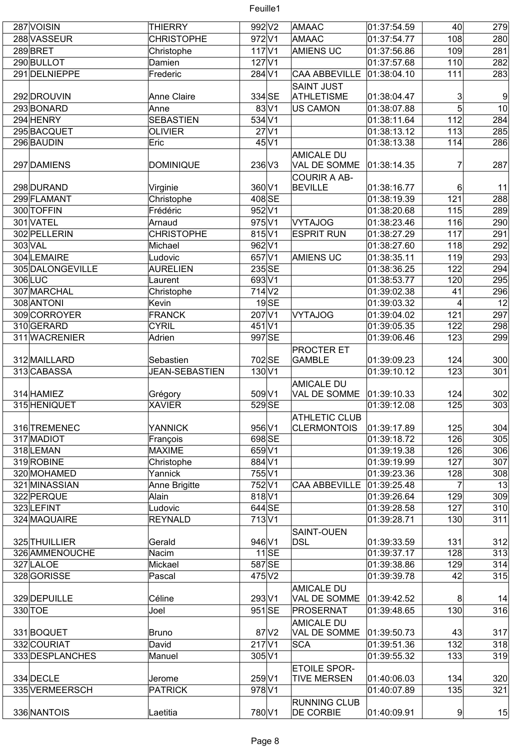| | | | | | | | | |
|---|---|---|---|---|---|---|---|---|
| 287 | VOISIN | THIERRY | 992 | V2 | AMAAC | 01:37:54.59 | 40 | 279 |
| 288 | VASSEUR | CHRISTOPHE | 972 | V1 | AMAAC | 01:37:54.77 | 108 | 280 |
| 289 | BRET | Christophe | 117 | V1 | AMIENS UC | 01:37:56.86 | 109 | 281 |
| 290 | BULLOT | Damien | 127 | V1 | | 01:37:57.68 | 110 | 282 |
| 291 | DELNIEPPE | Frederic | 284 | V1 | CAA ABBEVILLE | 01:38:04.10 | 111 | 283 |
| 292 | DROUVIN | Anne Claire | 334 | SE | SAINT JUST ATHLETISME | 01:38:04.47 | 3 | 9 |
| 293 | BONARD | Anne | 83 | V1 | US CAMON | 01:38:07.88 | 5 | 10 |
| 294 | HENRY | SEBASTIEN | 534 | V1 | | 01:38:11.64 | 112 | 284 |
| 295 | BACQUET | OLIVIER | 27 | V1 | | 01:38:13.12 | 113 | 285 |
| 296 | BAUDIN | Eric | 45 | V1 | | 01:38:13.38 | 114 | 286 |
| 297 | DAMIENS | DOMINIQUE | 236 | V3 | AMICALE DU VAL DE SOMME | 01:38:14.35 | 7 | 287 |
| 298 | DURAND | Virginie | 360 | V1 | COURIR A AB-BEVILLE | 01:38:16.77 | 6 | 11 |
| 299 | FLAMANT | Christophe | 408 | SE | | 01:38:19.39 | 121 | 288 |
| 300 | TOFFIN | Frédéric | 952 | V1 | | 01:38:20.68 | 115 | 289 |
| 301 | VATEL | Arnaud | 975 | V1 | VYTAJOG | 01:38:23.46 | 116 | 290 |
| 302 | PELLERIN | CHRISTOPHE | 815 | V1 | ESPRIT RUN | 01:38:27.29 | 117 | 291 |
| 303 | VAL | Michael | 962 | V1 | | 01:38:27.60 | 118 | 292 |
| 304 | LEMAIRE | Ludovic | 657 | V1 | AMIENS UC | 01:38:35.11 | 119 | 293 |
| 305 | DALONGEVILLE | AURELIEN | 235 | SE | | 01:38:36.25 | 122 | 294 |
| 306 | LUC | Laurent | 693 | V1 | | 01:38:53.77 | 120 | 295 |
| 307 | MARCHAL | Christophe | 714 | V2 | | 01:39:02.38 | 41 | 296 |
| 308 | ANTONI | Kevin | 19 | SE | | 01:39:03.32 | 4 | 12 |
| 309 | CORROYER | FRANCK | 207 | V1 | VYTAJOG | 01:39:04.02 | 121 | 297 |
| 310 | GERARD | CYRIL | 451 | V1 | | 01:39:05.35 | 122 | 298 |
| 311 | WACRENIER | Adrien | 997 | SE | | 01:39:06.46 | 123 | 299 |
| 312 | MAILLARD | Sebastien | 702 | SE | PROCTER ET GAMBLE | 01:39:09.23 | 124 | 300 |
| 313 | CABASSA | JEAN-SEBASTIEN | 130 | V1 | | 01:39:10.12 | 123 | 301 |
| 314 | HAMIEZ | Grégory | 509 | V1 | AMICALE DU VAL DE SOMME | 01:39:10.33 | 124 | 302 |
| 315 | HENIQUET | XAVIER | 529 | SE | | 01:39:12.08 | 125 | 303 |
| 316 | TREMENEC | YANNICK | 956 | V1 | ATHLETIC CLUB CLERMONTOIS | 01:39:17.89 | 125 | 304 |
| 317 | MADIOT | François | 698 | SE | | 01:39:18.72 | 126 | 305 |
| 318 | LEMAN | MAXIME | 659 | V1 | | 01:39:19.38 | 126 | 306 |
| 319 | ROBINE | Christophe | 884 | V1 | | 01:39:19.99 | 127 | 307 |
| 320 | MOHAMED | Yannick | 755 | V1 | | 01:39:23.36 | 128 | 308 |
| 321 | MINASSIAN | Anne Brigitte | 752 | V1 | CAA ABBEVILLE | 01:39:25.48 | 7 | 13 |
| 322 | PERQUE | Alain | 818 | V1 | | 01:39:26.64 | 129 | 309 |
| 323 | LEFINT | Ludovic | 644 | SE | | 01:39:28.58 | 127 | 310 |
| 324 | MAQUAIRE | REYNALD | 713 | V1 | | 01:39:28.71 | 130 | 311 |
| 325 | THUILLIER | Gerald | 946 | V1 | SAINT-OUEN DSL | 01:39:33.59 | 131 | 312 |
| 326 | AMMENOUCHE | Nacim | 11 | SE | | 01:39:37.17 | 128 | 313 |
| 327 | LALOE | Mickael | 587 | SE | | 01:39:38.86 | 129 | 314 |
| 328 | GORISSE | Pascal | 475 | V2 | | 01:39:39.78 | 42 | 315 |
| 329 | DEPUILLE | Céline | 293 | V1 | AMICALE DU VAL DE SOMME | 01:39:42.52 | 8 | 14 |
| 330 | TOE | Joel | 951 | SE | PROSERNAT | 01:39:48.65 | 130 | 316 |
| 331 | BOQUET | Bruno | 87 | V2 | AMICALE DU VAL DE SOMME | 01:39:50.73 | 43 | 317 |
| 332 | COURIAT | David | 217 | V1 | SCA | 01:39:51.36 | 132 | 318 |
| 333 | DESPLANCHES | Manuel | 305 | V1 | | 01:39:55.32 | 133 | 319 |
| 334 | DECLE | Jerome | 259 | V1 | ETOILE SPOR-TIVE MERSEN | 01:40:06.03 | 134 | 320 |
| 335 | VERMEERSCH | PATRICK | 978 | V1 | | 01:40:07.89 | 135 | 321 |
| 336 | NANTOIS | Laetitia | 780 | V1 | RUNNING CLUB DE CORBIE | 01:40:09.91 | 9 | 15 |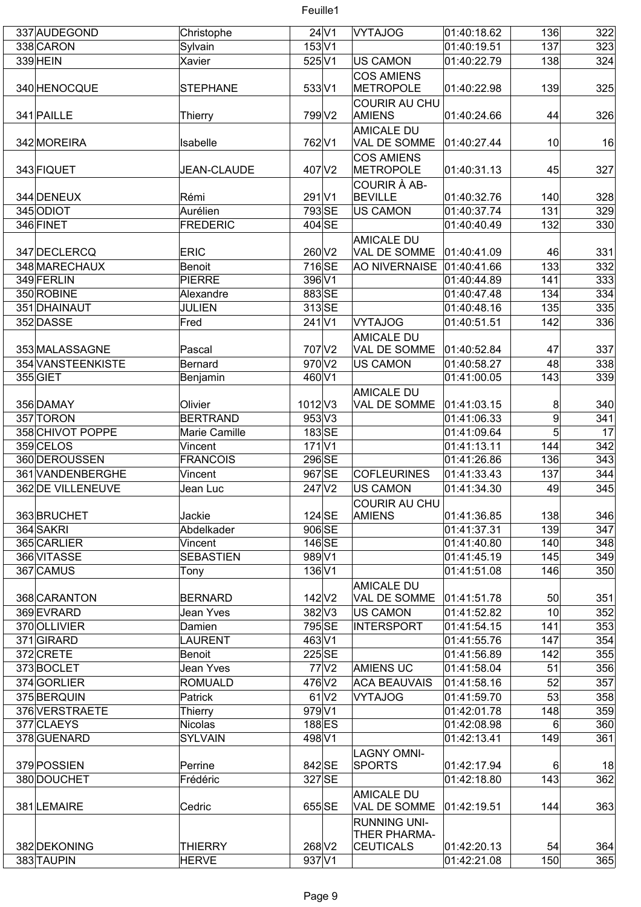| | | | | | | | | |
|---|---|---|---|---|---|---|---|---|
| 337 | AUDEGOND | Christophe | 24 | V1 | VYTAJOG | 01:40:18.62 | 136 | 322 |
| 338 | CARON | Sylvain | 153 | V1 | | 01:40:19.51 | 137 | 323 |
| 339 | HEIN | Xavier | 525 | V1 | US CAMON | 01:40:22.79 | 138 | 324 |
| 340 | HENOCQUE | STEPHANE | 533 | V1 | COS AMIENS METROPOLE | 01:40:22.98 | 139 | 325 |
| 341 | PAILLE | Thierry | 799 | V2 | COURIR AU CHU AMIENS | 01:40:24.66 | 44 | 326 |
| 342 | MOREIRA | Isabelle | 762 | V1 | AMICALE DU VAL DE SOMME | 01:40:27.44 | 10 | 16 |
| 343 | FIQUET | JEAN-CLAUDE | 407 | V2 | COS AMIENS METROPOLE | 01:40:31.13 | 45 | 327 |
| 344 | DENEUX | Rémi | 291 | V1 | COURIR À AB-BEVILLE | 01:40:32.76 | 140 | 328 |
| 345 | ODIOT | Aurélien | 793 | SE | US CAMON | 01:40:37.74 | 131 | 329 |
| 346 | FINET | FREDERIC | 404 | SE | | 01:40:40.49 | 132 | 330 |
| 347 | DECLERCQ | ERIC | 260 | V2 | AMICALE DU VAL DE SOMME | 01:40:41.09 | 46 | 331 |
| 348 | MARECHAUX | Benoit | 716 | SE | AO NIVERNAISE | 01:40:41.66 | 133 | 332 |
| 349 | FERLIN | PIERRE | 396 | V1 | | 01:40:44.89 | 141 | 333 |
| 350 | ROBINE | Alexandre | 883 | SE | | 01:40:47.48 | 134 | 334 |
| 351 | DHAINAUT | JULIEN | 313 | SE | | 01:40:48.16 | 135 | 335 |
| 352 | DASSE | Fred | 241 | V1 | VYTAJOG | 01:40:51.51 | 142 | 336 |
| 353 | MALASSAGNE | Pascal | 707 | V2 | AMICALE DU VAL DE SOMME | 01:40:52.84 | 47 | 337 |
| 354 | VANSTEENKISTE | Bernard | 970 | V2 | US CAMON | 01:40:58.27 | 48 | 338 |
| 355 | GIET | Benjamin | 460 | V1 | | 01:41:00.05 | 143 | 339 |
| 356 | DAMAY | Olivier | 1012 | V3 | AMICALE DU VAL DE SOMME | 01:41:03.15 | 8 | 340 |
| 357 | TORON | BERTRAND | 953 | V3 | | 01:41:06.33 | 9 | 341 |
| 358 | CHIVOT POPPE | Marie Camille | 183 | SE | | 01:41:09.64 | 5 | 17 |
| 359 | CELOS | Vincent | 171 | V1 | | 01:41:13.11 | 144 | 342 |
| 360 | DEROUSSEN | FRANCOIS | 296 | SE | | 01:41:26.86 | 136 | 343 |
| 361 | VANDENBERGHE | Vincent | 967 | SE | COFLEURINES | 01:41:33.43 | 137 | 344 |
| 362 | DE VILLENEUVE | Jean Luc | 247 | V2 | US CAMON | 01:41:34.30 | 49 | 345 |
| 363 | BRUCHET | Jackie | 124 | SE | COURIR AU CHU AMIENS | 01:41:36.85 | 138 | 346 |
| 364 | SAKRI | Abdelkader | 906 | SE | | 01:41:37.31 | 139 | 347 |
| 365 | CARLIER | Vincent | 146 | SE | | 01:41:40.80 | 140 | 348 |
| 366 | VITASSE | SEBASTIEN | 989 | V1 | | 01:41:45.19 | 145 | 349 |
| 367 | CAMUS | Tony | 136 | V1 | | 01:41:51.08 | 146 | 350 |
| 368 | CARANTON | BERNARD | 142 | V2 | AMICALE DU VAL DE SOMME | 01:41:51.78 | 50 | 351 |
| 369 | EVRARD | Jean Yves | 382 | V3 | US CAMON | 01:41:52.82 | 10 | 352 |
| 370 | OLLIVIER | Damien | 795 | SE | INTERSPORT | 01:41:54.15 | 141 | 353 |
| 371 | GIRARD | LAURENT | 463 | V1 | | 01:41:55.76 | 147 | 354 |
| 372 | CRETE | Benoit | 225 | SE | | 01:41:56.89 | 142 | 355 |
| 373 | BOCLET | Jean Yves | 77 | V2 | AMIENS UC | 01:41:58.04 | 51 | 356 |
| 374 | GORLIER | ROMUALD | 476 | V2 | ACA BEAUVAIS | 01:41:58.16 | 52 | 357 |
| 375 | BERQUIN | Patrick | 61 | V2 | VYTAJOG | 01:41:59.70 | 53 | 358 |
| 376 | VERSTRAETE | Thierry | 979 | V1 | | 01:42:01.78 | 148 | 359 |
| 377 | CLAEYS | Nicolas | 188 | ES | | 01:42:08.98 | 6 | 360 |
| 378 | GUENARD | SYLVAIN | 498 | V1 | | 01:42:13.41 | 149 | 361 |
| 379 | POSSIEN | Perrine | 842 | SE | LAGNY OMNI-SPORTS | 01:42:17.94 | 6 | 18 |
| 380 | DOUCHET | Frédéric | 327 | SE | | 01:42:18.80 | 143 | 362 |
| 381 | LEMAIRE | Cedric | 655 | SE | AMICALE DU VAL DE SOMME | 01:42:19.51 | 144 | 363 |
| 382 | DEKONING | THIERRY | 268 | V2 | RUNNING UNI-THER PHARMA-CEUTICALS | 01:42:20.13 | 54 | 364 |
| 383 | TAUPIN | HERVE | 937 | V1 | | 01:42:21.08 | 150 | 365 |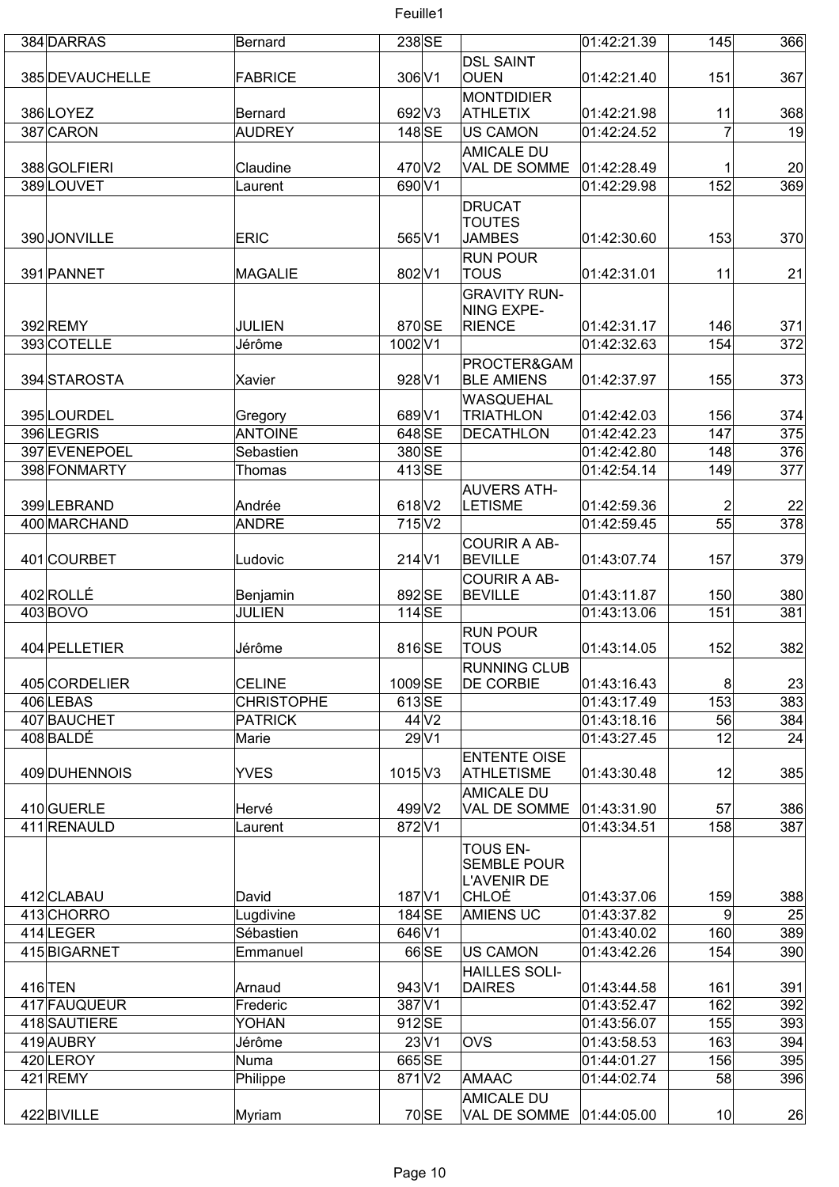| | | | | | | | | |
|---|---|---|---|---|---|---|---|---|
| 384 | DARRAS | Bernard | 238 | SE | | 01:42:21.39 | 145 | 366 |
| 385 | DEVAUCHELLE | FABRICE | 306 | V1 | DSL SAINT OUEN | 01:42:21.40 | 151 | 367 |
| 386 | LOYEZ | Bernard | 692 | V3 | MONTDIDIER ATHLETIX | 01:42:21.98 | 11 | 368 |
| 387 | CARON | AUDREY | 148 | SE | US CAMON | 01:42:24.52 | 7 | 19 |
| 388 | GOLFIERI | Claudine | 470 | V2 | AMICALE DU VAL DE SOMME | 01:42:28.49 | 1 | 20 |
| 389 | LOUVET | Laurent | 690 | V1 | | 01:42:29.98 | 152 | 369 |
| 390 | JONVILLE | ERIC | 565 | V1 | DRUCAT TOUTES JAMBES | 01:42:30.60 | 153 | 370 |
| 391 | PANNET | MAGALIE | 802 | V1 | RUN POUR TOUS | 01:42:31.01 | 11 | 21 |
| 392 | REMY | JULIEN | 870 | SE | GRAVITY RUNNING EXPERIENCE | 01:42:31.17 | 146 | 371 |
| 393 | COTELLE | Jérôme | 1002 | V1 | | 01:42:32.63 | 154 | 372 |
| 394 | STAROSTA | Xavier | 928 | V1 | PROCTER&GAMBLE AMIENS | 01:42:37.97 | 155 | 373 |
| 395 | LOURDEL | Gregory | 689 | V1 | WASQUEHAL TRIATHLON | 01:42:42.03 | 156 | 374 |
| 396 | LEGRIS | ANTOINE | 648 | SE | DECATHLON | 01:42:42.23 | 147 | 375 |
| 397 | EVENEPOEL | Sebastien | 380 | SE | | 01:42:42.80 | 148 | 376 |
| 398 | FONMARTY | Thomas | 413 | SE | | 01:42:54.14 | 149 | 377 |
| 399 | LEBRAND | Andrée | 618 | V2 | AUVERS ATHLETISME | 01:42:59.36 | 2 | 22 |
| 400 | MARCHAND | ANDRE | 715 | V2 | | 01:42:59.45 | 55 | 378 |
| 401 | COURBET | Ludovic | 214 | V1 | COURIR A ABBEVILLE | 01:43:07.74 | 157 | 379 |
| 402 | ROLLÉ | Benjamin | 892 | SE | COURIR A ABBEVILLE | 01:43:11.87 | 150 | 380 |
| 403 | BOVO | JULIEN | 114 | SE | | 01:43:13.06 | 151 | 381 |
| 404 | PELLETIER | Jérôme | 816 | SE | RUN POUR TOUS | 01:43:14.05 | 152 | 382 |
| 405 | CORDELIER | CELINE | 1009 | SE | RUNNING CLUB DE CORBIE | 01:43:16.43 | 8 | 23 |
| 406 | LEBAS | CHRISTOPHE | 613 | SE | | 01:43:17.49 | 153 | 383 |
| 407 | BAUCHET | PATRICK | 44 | V2 | | 01:43:18.16 | 56 | 384 |
| 408 | BALDÉ | Marie | 29 | V1 | | 01:43:27.45 | 12 | 24 |
| 409 | DUHENNOIS | YVES | 1015 | V3 | ENTENTE OISE ATHLETISME | 01:43:30.48 | 12 | 385 |
| 410 | GUERLE | Hervé | 499 | V2 | AMICALE DU VAL DE SOMME | 01:43:31.90 | 57 | 386 |
| 411 | RENAULD | Laurent | 872 | V1 | | 01:43:34.51 | 158 | 387 |
| 412 | CLABAU | David | 187 | V1 | TOUS ENSEMBLE POUR L'AVENIR DE CHLOÉ | 01:43:37.06 | 159 | 388 |
| 413 | CHORRO | Lugdivine | 184 | SE | AMIENS UC | 01:43:37.82 | 9 | 25 |
| 414 | LEGER | Sébastien | 646 | V1 | | 01:43:40.02 | 160 | 389 |
| 415 | BIGARNET | Emmanuel | 66 | SE | US CAMON | 01:43:42.26 | 154 | 390 |
| 416 | TEN | Arnaud | 943 | V1 | HAILLES SOLIDAIRES | 01:43:44.58 | 161 | 391 |
| 417 | FAUQUEUR | Frederic | 387 | V1 | | 01:43:52.47 | 162 | 392 |
| 418 | SAUTIERE | YOHAN | 912 | SE | | 01:43:56.07 | 155 | 393 |
| 419 | AUBRY | Jérôme | 23 | V1 | OVS | 01:43:58.53 | 163 | 394 |
| 420 | LEROY | Numa | 665 | SE | | 01:44:01.27 | 156 | 395 |
| 421 | REMY | Philippe | 871 | V2 | AMAAC | 01:44:02.74 | 58 | 396 |
| 422 | BIVILLE | Myriam | 70 | SE | AMICALE DU VAL DE SOMME | 01:44:05.00 | 10 | 26 |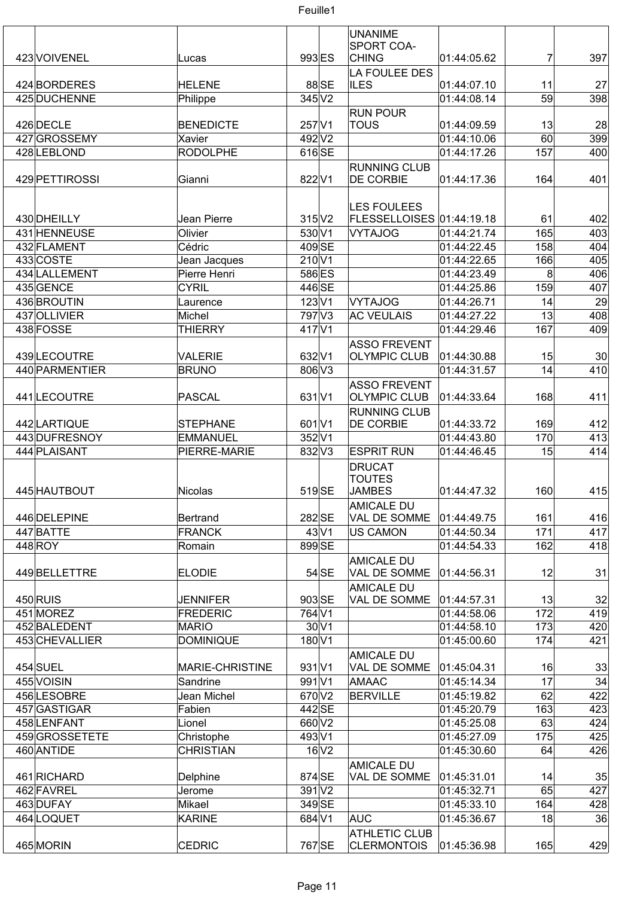| | | | | | | | | |
|---|---|---|---|---|---|---|---|---|
| 423 | VOIVENEL | Lucas | 993 | ES | UNANIME SPORT COA-CHING | 01:44:05.62 | 7 | 397 |
| 424 | BORDERES | HELENE | 88 | SE | LA FOULEE DES ILES | 01:44:07.10 | 11 | 27 |
| 425 | DUCHENNE | Philippe | 345 | V2 | | 01:44:08.14 | 59 | 398 |
| 426 | DECLE | BENEDICTE | 257 | V1 | RUN POUR TOUS | 01:44:09.59 | 13 | 28 |
| 427 | GROSSEMY | Xavier | 492 | V2 | | 01:44:10.06 | 60 | 399 |
| 428 | LEBLOND | RODOLPHE | 616 | SE | | 01:44:17.26 | 157 | 400 |
| 429 | PETTIROSSI | Gianni | 822 | V1 | RUNNING CLUB DE CORBIE | 01:44:17.36 | 164 | 401 |
| 430 | DHEILLY | Jean Pierre | 315 | V2 | LES FOULEES FLESSELLOISES | 01:44:19.18 | 61 | 402 |
| 431 | HENNEUSE | Olivier | 530 | V1 | VYTAJOG | 01:44:21.74 | 165 | 403 |
| 432 | FLAMENT | Cédric | 409 | SE | | 01:44:22.45 | 158 | 404 |
| 433 | COSTE | Jean Jacques | 210 | V1 | | 01:44:22.65 | 166 | 405 |
| 434 | LALLEMENT | Pierre Henri | 586 | ES | | 01:44:23.49 | 8 | 406 |
| 435 | GENCE | CYRIL | 446 | SE | | 01:44:25.86 | 159 | 407 |
| 436 | BROUTIN | Laurence | 123 | V1 | VYTAJOG | 01:44:26.71 | 14 | 29 |
| 437 | OLLIVIER | Michel | 797 | V3 | AC VEULAIS | 01:44:27.22 | 13 | 408 |
| 438 | FOSSE | THIERRY | 417 | V1 | | 01:44:29.46 | 167 | 409 |
| 439 | LECOUTRE | VALERIE | 632 | V1 | ASSO FREVENT OLYMPIC CLUB | 01:44:30.88 | 15 | 30 |
| 440 | PARMENTIER | BRUNO | 806 | V3 | | 01:44:31.57 | 14 | 410 |
| 441 | LECOUTRE | PASCAL | 631 | V1 | ASSO FREVENT OLYMPIC CLUB | 01:44:33.64 | 168 | 411 |
| 442 | LARTIQUE | STEPHANE | 601 | V1 | RUNNING CLUB DE CORBIE | 01:44:33.72 | 169 | 412 |
| 443 | DUFRESNOY | EMMANUEL | 352 | V1 | | 01:44:43.80 | 170 | 413 |
| 444 | PLAISANT | PIERRE-MARIE | 832 | V3 | ESPRIT RUN | 01:44:46.45 | 15 | 414 |
| 445 | HAUTBOUT | Nicolas | 519 | SE | DRUCAT TOUTES JAMBES | 01:44:47.32 | 160 | 415 |
| 446 | DELEPINE | Bertrand | 282 | SE | AMICALE DU VAL DE SOMME | 01:44:49.75 | 161 | 416 |
| 447 | BATTE | FRANCK | 43 | V1 | US CAMON | 01:44:50.34 | 171 | 417 |
| 448 | ROY | Romain | 899 | SE | | 01:44:54.33 | 162 | 418 |
| 449 | BELLETTRE | ELODIE | 54 | SE | AMICALE DU VAL DE SOMME | 01:44:56.31 | 12 | 31 |
| 450 | RUIS | JENNIFER | 903 | SE | AMICALE DU VAL DE SOMME | 01:44:57.31 | 13 | 32 |
| 451 | MOREZ | FREDERIC | 764 | V1 | | 01:44:58.06 | 172 | 419 |
| 452 | BALEDENT | MARIO | 30 | V1 | | 01:44:58.10 | 173 | 420 |
| 453 | CHEVALLIER | DOMINIQUE | 180 | V1 | | 01:45:00.60 | 174 | 421 |
| 454 | SUEL | MARIE-CHRISTINE | 931 | V1 | AMICALE DU VAL DE SOMME | 01:45:04.31 | 16 | 33 |
| 455 | VOISIN | Sandrine | 991 | V1 | AMAAC | 01:45:14.34 | 17 | 34 |
| 456 | LESOBRE | Jean Michel | 670 | V2 | BERVILLE | 01:45:19.82 | 62 | 422 |
| 457 | GASTIGAR | Fabien | 442 | SE | | 01:45:20.79 | 163 | 423 |
| 458 | LENFANT | Lionel | 660 | V2 | | 01:45:25.08 | 63 | 424 |
| 459 | GROSSETETE | Christophe | 493 | V1 | | 01:45:27.09 | 175 | 425 |
| 460 | ANTIDE | CHRISTIAN | 16 | V2 | | 01:45:30.60 | 64 | 426 |
| 461 | RICHARD | Delphine | 874 | SE | AMICALE DU VAL DE SOMME | 01:45:31.01 | 14 | 35 |
| 462 | FAVREL | Jerome | 391 | V2 | | 01:45:32.71 | 65 | 427 |
| 463 | DUFAY | Mikael | 349 | SE | | 01:45:33.10 | 164 | 428 |
| 464 | LOQUET | KARINE | 684 | V1 | AUC | 01:45:36.67 | 18 | 36 |
| 465 | MORIN | CEDRIC | 767 | SE | ATHLETIC CLUB CLERMONTOIS | 01:45:36.98 | 165 | 429 |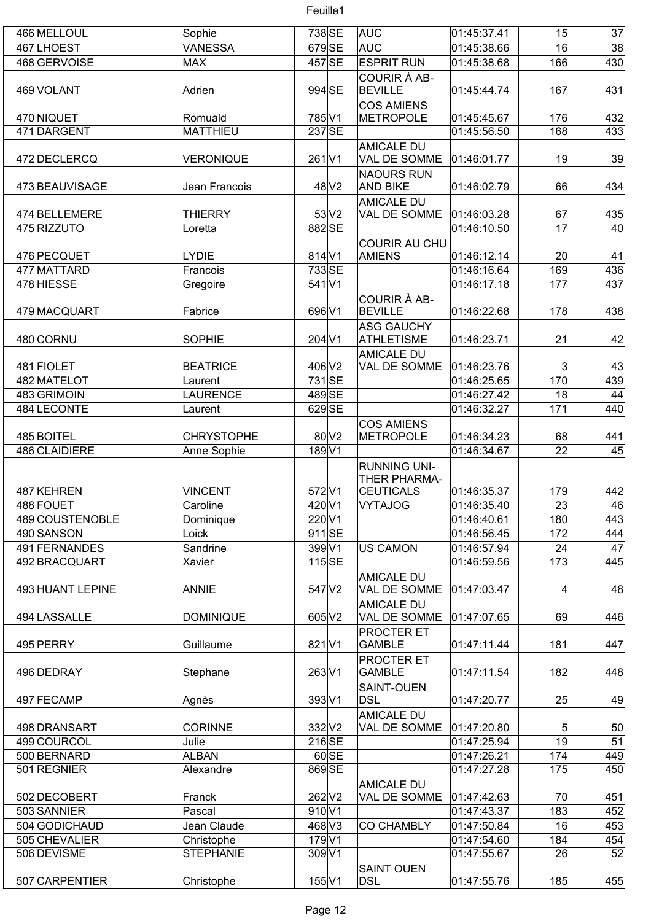| | | | | | | | | |
|---|---|---|---|---|---|---|---|---|
| 466 | MELLOUL | Sophie | 738 | SE | AUC | 01:45:37.41 | 15 | 37 |
| 467 | LHOEST | VANESSA | 679 | SE | AUC | 01:45:38.66 | 16 | 38 |
| 468 | GERVOISE | MAX | 457 | SE | ESPRIT RUN | 01:45:38.68 | 166 | 430 |
| 469 | VOLANT | Adrien | 994 | SE | COURIR À AB-BEVILLE | 01:45:44.74 | 167 | 431 |
| 470 | NIQUET | Romuald | 785 | V1 | COS AMIENS METROPOLE | 01:45:45.67 | 176 | 432 |
| 471 | DARGENT | MATTHIEU | 237 | SE | | 01:45:56.50 | 168 | 433 |
| 472 | DECLERCQ | VERONIQUE | 261 | V1 | AMICALE DU VAL DE SOMME | 01:46:01.77 | 19 | 39 |
| 473 | BEAUVISAGE | Jean Francois | 48 | V2 | NAOURS RUN AND BIKE | 01:46:02.79 | 66 | 434 |
| 474 | BELLEMERE | THIERRY | 53 | V2 | AMICALE DU VAL DE SOMME | 01:46:03.28 | 67 | 435 |
| 475 | RIZZUTO | Loretta | 882 | SE | | 01:46:10.50 | 17 | 40 |
| 476 | PECQUET | LYDIE | 814 | V1 | COURIR AU CHU AMIENS | 01:46:12.14 | 20 | 41 |
| 477 | MATTARD | Francois | 733 | SE | | 01:46:16.64 | 169 | 436 |
| 478 | HIESSE | Gregoire | 541 | V1 | | 01:46:17.18 | 177 | 437 |
| 479 | MACQUART | Fabrice | 696 | V1 | COURIR À AB-BEVILLE | 01:46:22.68 | 178 | 438 |
| 480 | CORNU | SOPHIE | 204 | V1 | ASG GAUCHY ATHLETISME | 01:46:23.71 | 21 | 42 |
| 481 | FIOLET | BEATRICE | 406 | V2 | AMICALE DU VAL DE SOMME | 01:46:23.76 | 3 | 43 |
| 482 | MATELOT | Laurent | 731 | SE | | 01:46:25.65 | 170 | 439 |
| 483 | GRIMOIN | LAURENCE | 489 | SE | | 01:46:27.42 | 18 | 44 |
| 484 | LECONTE | Laurent | 629 | SE | | 01:46:32.27 | 171 | 440 |
| 485 | BOITEL | CHRYSTOPHE | 80 | V2 | COS AMIENS METROPOLE | 01:46:34.23 | 68 | 441 |
| 486 | CLAIDIERE | Anne Sophie | 189 | V1 | | 01:46:34.67 | 22 | 45 |
| 487 | KEHREN | VINCENT | 572 | V1 | RUNNING UNI-THER PHARMA-CEUTICALS | 01:46:35.37 | 179 | 442 |
| 488 | FOUET | Caroline | 420 | V1 | VYTAJOG | 01:46:35.40 | 23 | 46 |
| 489 | COUSTENOBLE | Dominique | 220 | V1 | | 01:46:40.61 | 180 | 443 |
| 490 | SANSON | Loick | 911 | SE | | 01:46:56.45 | 172 | 444 |
| 491 | FERNANDES | Sandrine | 399 | V1 | US CAMON | 01:46:57.94 | 24 | 47 |
| 492 | BRACQUART | Xavier | 115 | SE | | 01:46:59.56 | 173 | 445 |
| 493 | HUANT LEPINE | ANNIE | 547 | V2 | AMICALE DU VAL DE SOMME | 01:47:03.47 | 4 | 48 |
| 494 | LASSALLE | DOMINIQUE | 605 | V2 | AMICALE DU VAL DE SOMME | 01:47:07.65 | 69 | 446 |
| 495 | PERRY | Guillaume | 821 | V1 | PROCTER ET GAMBLE | 01:47:11.44 | 181 | 447 |
| 496 | DEDRAY | Stephane | 263 | V1 | PROCTER ET GAMBLE | 01:47:11.54 | 182 | 448 |
| 497 | FECAMP | Agnès | 393 | V1 | SAINT-OUEN DSL | 01:47:20.77 | 25 | 49 |
| 498 | DRANSART | CORINNE | 332 | V2 | AMICALE DU VAL DE SOMME | 01:47:20.80 | 5 | 50 |
| 499 | COURCOL | Julie | 216 | SE | | 01:47:25.94 | 19 | 51 |
| 500 | BERNARD | ALBAN | 60 | SE | | 01:47:26.21 | 174 | 449 |
| 501 | REGNIER | Alexandre | 869 | SE | | 01:47:27.28 | 175 | 450 |
| 502 | DECOBERT | Franck | 262 | V2 | AMICALE DU VAL DE SOMME | 01:47:42.63 | 70 | 451 |
| 503 | SANNIER | Pascal | 910 | V1 | | 01:47:43.37 | 183 | 452 |
| 504 | GODICHAUD | Jean Claude | 468 | V3 | CO CHAMBLY | 01:47:50.84 | 16 | 453 |
| 505 | CHEVALIER | Christophe | 179 | V1 | | 01:47:54.60 | 184 | 454 |
| 506 | DEVISME | STEPHANIE | 309 | V1 | | 01:47:55.67 | 26 | 52 |
| 507 | CARPENTIER | Christophe | 155 | V1 | SAINT OUEN DSL | 01:47:55.76 | 185 | 455 |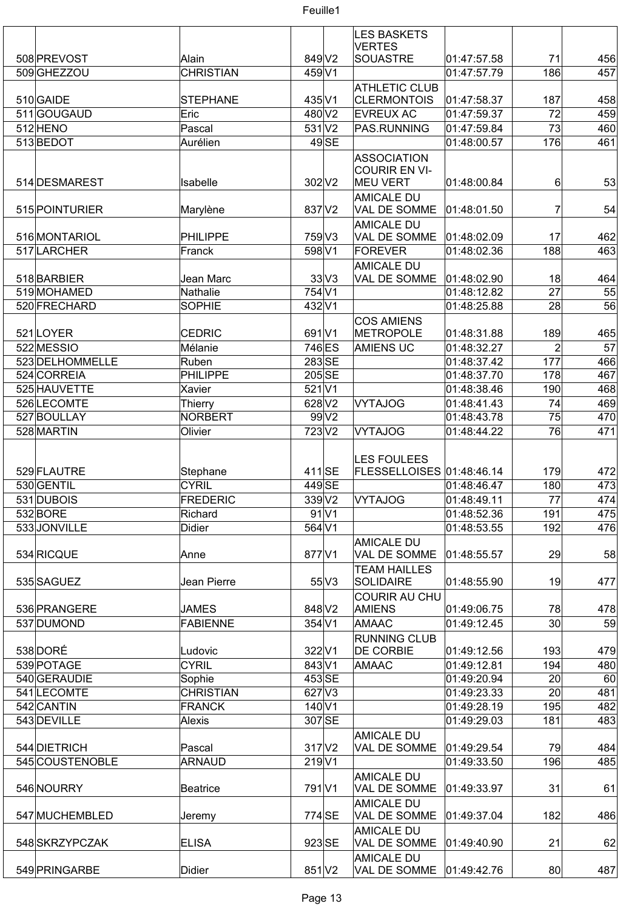| | | | | | | | |
|---|---|---|---|---|---|---|---|
| 508 | PREVOST | Alain | 849 | V2 | LES BASKETS VERTES SOUASTRE | 01:47:57.58 | 71 | 456 |
| 509 | GHEZZOU | CHRISTIAN | 459 | V1 | | 01:47:57.79 | 186 | 457 |
| 510 | GAIDE | STEPHANE | 435 | V1 | ATHLETIC CLUB CLERMONTOIS | 01:47:58.37 | 187 | 458 |
| 511 | GOUGAUD | Eric | 480 | V2 | EVREUX AC | 01:47:59.37 | 72 | 459 |
| 512 | HENO | Pascal | 531 | V2 | PAS.RUNNING | 01:47:59.84 | 73 | 460 |
| 513 | BEDOT | Aurélien | 49 | SE | | 01:48:00.57 | 176 | 461 |
| 514 | DESMAREST | Isabelle | 302 | V2 | ASSOCIATION COURIR EN VI-MEU VERT | 01:48:00.84 | 6 | 53 |
| 515 | POINTURIER | Marylène | 837 | V2 | AMICALE DU VAL DE SOMME | 01:48:01.50 | 7 | 54 |
| 516 | MONTARIOL | PHILIPPE | 759 | V3 | AMICALE DU VAL DE SOMME | 01:48:02.09 | 17 | 462 |
| 517 | LARCHER | Franck | 598 | V1 | FOREVER | 01:48:02.36 | 188 | 463 |
| 518 | BARBIER | Jean Marc | 33 | V3 | AMICALE DU VAL DE SOMME | 01:48:02.90 | 18 | 464 |
| 519 | MOHAMED | Nathalie | 754 | V1 | | 01:48:12.82 | 27 | 55 |
| 520 | FRECHARD | SOPHIE | 432 | V1 | | 01:48:25.88 | 28 | 56 |
| 521 | LOYER | CEDRIC | 691 | V1 | COS AMIENS METROPOLE | 01:48:31.88 | 189 | 465 |
| 522 | MESSIO | Mélanie | 746 | ES | AMIENS UC | 01:48:32.27 | 2 | 57 |
| 523 | DELHOMMELLE | Ruben | 283 | SE | | 01:48:37.42 | 177 | 466 |
| 524 | CORREIA | PHILIPPE | 205 | SE | | 01:48:37.70 | 178 | 467 |
| 525 | HAUVETTE | Xavier | 521 | V1 | | 01:48:38.46 | 190 | 468 |
| 526 | LECOMTE | Thierry | 628 | V2 | VYTAJOG | 01:48:41.43 | 74 | 469 |
| 527 | BOULLAY | NORBERT | 99 | V2 | | 01:48:43.78 | 75 | 470 |
| 528 | MARTIN | Olivier | 723 | V2 | VYTAJOG | 01:48:44.22 | 76 | 471 |
| 529 | FLAUTRE | Stephane | 411 | SE | LES FOULEES FLESSELLOISES | 01:48:46.14 | 179 | 472 |
| 530 | GENTIL | CYRIL | 449 | SE | | 01:48:46.47 | 180 | 473 |
| 531 | DUBOIS | FREDERIC | 339 | V2 | VYTAJOG | 01:48:49.11 | 77 | 474 |
| 532 | BORE | Richard | 91 | V1 | | 01:48:52.36 | 191 | 475 |
| 533 | JONVILLE | Didier | 564 | V1 | | 01:48:53.55 | 192 | 476 |
| 534 | RICQUE | Anne | 877 | V1 | AMICALE DU VAL DE SOMME | 01:48:55.57 | 29 | 58 |
| 535 | SAGUEZ | Jean Pierre | 55 | V3 | TEAM HAILLES SOLIDAIRE | 01:48:55.90 | 19 | 477 |
| 536 | PRANGERE | JAMES | 848 | V2 | COURIR AU CHU AMIENS | 01:49:06.75 | 78 | 478 |
| 537 | DUMOND | FABIENNE | 354 | V1 | AMAAC | 01:49:12.45 | 30 | 59 |
| 538 | DORÉ | Ludovic | 322 | V1 | RUNNING CLUB DE CORBIE | 01:49:12.56 | 193 | 479 |
| 539 | POTAGE | CYRIL | 843 | V1 | AMAAC | 01:49:12.81 | 194 | 480 |
| 540 | GERAUDIE | Sophie | 453 | SE | | 01:49:20.94 | 20 | 60 |
| 541 | LECOMTE | CHRISTIAN | 627 | V3 | | 01:49:23.33 | 20 | 481 |
| 542 | CANTIN | FRANCK | 140 | V1 | | 01:49:28.19 | 195 | 482 |
| 543 | DEVILLE | Alexis | 307 | SE | | 01:49:29.03 | 181 | 483 |
| 544 | DIETRICH | Pascal | 317 | V2 | AMICALE DU VAL DE SOMME | 01:49:29.54 | 79 | 484 |
| 545 | COUSTENOBLE | ARNAUD | 219 | V1 | | 01:49:33.50 | 196 | 485 |
| 546 | NOURRY | Beatrice | 791 | V1 | AMICALE DU VAL DE SOMME | 01:49:33.97 | 31 | 61 |
| 547 | MUCHEMBLED | Jeremy | 774 | SE | AMICALE DU VAL DE SOMME | 01:49:37.04 | 182 | 486 |
| 548 | SKRZYPCZAK | ELISA | 923 | SE | AMICALE DU VAL DE SOMME | 01:49:40.90 | 21 | 62 |
| 549 | PRINGARBE | Didier | 851 | V2 | AMICALE DU VAL DE SOMME | 01:49:42.76 | 80 | 487 |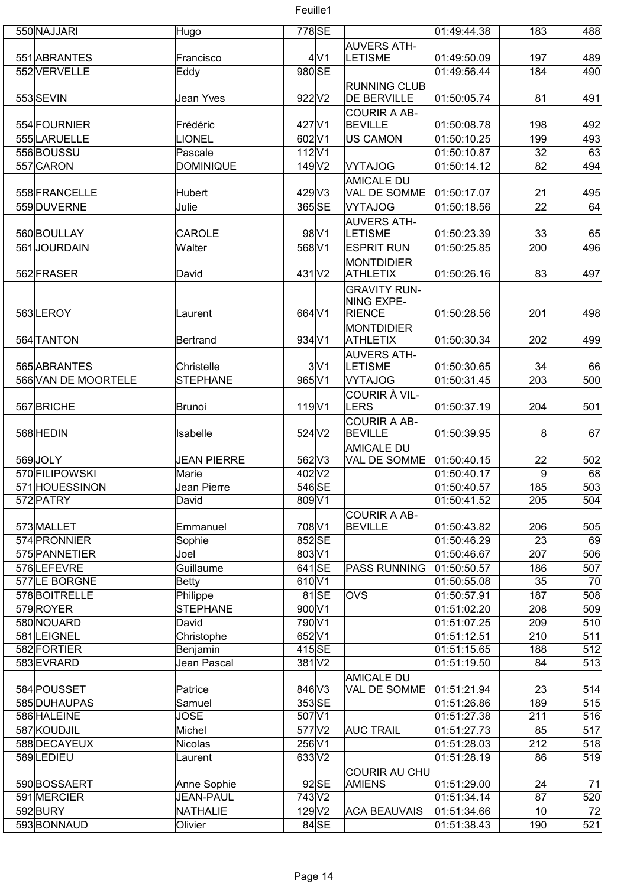| | | | | | | | | |
|---|---|---|---|---|---|---|---|---|
| 550 | NAJJARI | Hugo | 778 | SE | | 01:49:44.38 | 183 | 488 |
| 551 | ABRANTES | Francisco | 4 | V1 | AUVERS ATH-LETISME | 01:49:50.09 | 197 | 489 |
| 552 | VERVELLE | Eddy | 980 | SE | | 01:49:56.44 | 184 | 490 |
| 553 | SEVIN | Jean Yves | 922 | V2 | RUNNING CLUB DE BERVILLE | 01:50:05.74 | 81 | 491 |
| 554 | FOURNIER | Frédéric | 427 | V1 | COURIR A AB-BEVILLE | 01:50:08.78 | 198 | 492 |
| 555 | LARUELLE | LIONEL | 602 | V1 | US CAMON | 01:50:10.25 | 199 | 493 |
| 556 | BOUSSU | Pascale | 112 | V1 | | 01:50:10.87 | 32 | 63 |
| 557 | CARON | DOMINIQUE | 149 | V2 | VYTAJOG | 01:50:14.12 | 82 | 494 |
| 558 | FRANCELLE | Hubert | 429 | V3 | AMICALE DU VAL DE SOMME | 01:50:17.07 | 21 | 495 |
| 559 | DUVERNE | Julie | 365 | SE | VYTAJOG | 01:50:18.56 | 22 | 64 |
| 560 | BOULLAY | CAROLE | 98 | V1 | AUVERS ATH-LETISME | 01:50:23.39 | 33 | 65 |
| 561 | JOURDAIN | Walter | 568 | V1 | ESPRIT RUN | 01:50:25.85 | 200 | 496 |
| 562 | FRASER | David | 431 | V2 | MONTDIDIER ATHLETIX | 01:50:26.16 | 83 | 497 |
| 563 | LEROY | Laurent | 664 | V1 | GRAVITY RUN-NING EXPE-RIENCE | 01:50:28.56 | 201 | 498 |
| 564 | TANTON | Bertrand | 934 | V1 | MONTDIDIER ATHLETIX | 01:50:30.34 | 202 | 499 |
| 565 | ABRANTES | Christelle | 3 | V1 | AUVERS ATH-LETISME | 01:50:30.65 | 34 | 66 |
| 566 | VAN DE MOORTELE | STEPHANE | 965 | V1 | VYTAJOG | 01:50:31.45 | 203 | 500 |
| 567 | BRICHE | Brunoi | 119 | V1 | COURIR À VIL-LERS | 01:50:37.19 | 204 | 501 |
| 568 | HEDIN | Isabelle | 524 | V2 | COURIR A AB-BEVILLE | 01:50:39.95 | 8 | 67 |
| 569 | JOLY | JEAN PIERRE | 562 | V3 | AMICALE DU VAL DE SOMME | 01:50:40.15 | 22 | 502 |
| 570 | FILIPOWSKI | Marie | 402 | V2 | | 01:50:40.17 | 9 | 68 |
| 571 | HOUESSINON | Jean Pierre | 546 | SE | | 01:50:40.57 | 185 | 503 |
| 572 | PATRY | David | 809 | V1 | | 01:50:41.52 | 205 | 504 |
| 573 | MALLET | Emmanuel | 708 | V1 | COURIR A AB-BEVILLE | 01:50:43.82 | 206 | 505 |
| 574 | PRONNIER | Sophie | 852 | SE | | 01:50:46.29 | 23 | 69 |
| 575 | PANNETIER | Joel | 803 | V1 | | 01:50:46.67 | 207 | 506 |
| 576 | LEFEVRE | Guillaume | 641 | SE | PASS RUNNING | 01:50:50.57 | 186 | 507 |
| 577 | LE BORGNE | Betty | 610 | V1 | | 01:50:55.08 | 35 | 70 |
| 578 | BOITRELLE | Philippe | 81 | SE | OVS | 01:50:57.91 | 187 | 508 |
| 579 | ROYER | STEPHANE | 900 | V1 | | 01:51:02.20 | 208 | 509 |
| 580 | NOUARD | David | 790 | V1 | | 01:51:07.25 | 209 | 510 |
| 581 | LEIGNEL | Christophe | 652 | V1 | | 01:51:12.51 | 210 | 511 |
| 582 | FORTIER | Benjamin | 415 | SE | | 01:51:15.65 | 188 | 512 |
| 583 | EVRARD | Jean Pascal | 381 | V2 | | 01:51:19.50 | 84 | 513 |
| 584 | POUSSET | Patrice | 846 | V3 | AMICALE DU VAL DE SOMME | 01:51:21.94 | 23 | 514 |
| 585 | DUHAUPAS | Samuel | 353 | SE | | 01:51:26.86 | 189 | 515 |
| 586 | HALEINE | JOSE | 507 | V1 | | 01:51:27.38 | 211 | 516 |
| 587 | KOUDJIL | Michel | 577 | V2 | AUC TRAIL | 01:51:27.73 | 85 | 517 |
| 588 | DECAYEUX | Nicolas | 256 | V1 | | 01:51:28.03 | 212 | 518 |
| 589 | LEDIEU | Laurent | 633 | V2 | | 01:51:28.19 | 86 | 519 |
| 590 | BOSSAERT | Anne Sophie | 92 | SE | COURIR AU CHU AMIENS | 01:51:29.00 | 24 | 71 |
| 591 | MERCIER | JEAN-PAUL | 743 | V2 | | 01:51:34.14 | 87 | 520 |
| 592 | BURY | NATHALIE | 129 | V2 | ACA BEAUVAIS | 01:51:34.66 | 10 | 72 |
| 593 | BONNAUD | Olivier | 84 | SE | | 01:51:38.43 | 190 | 521 |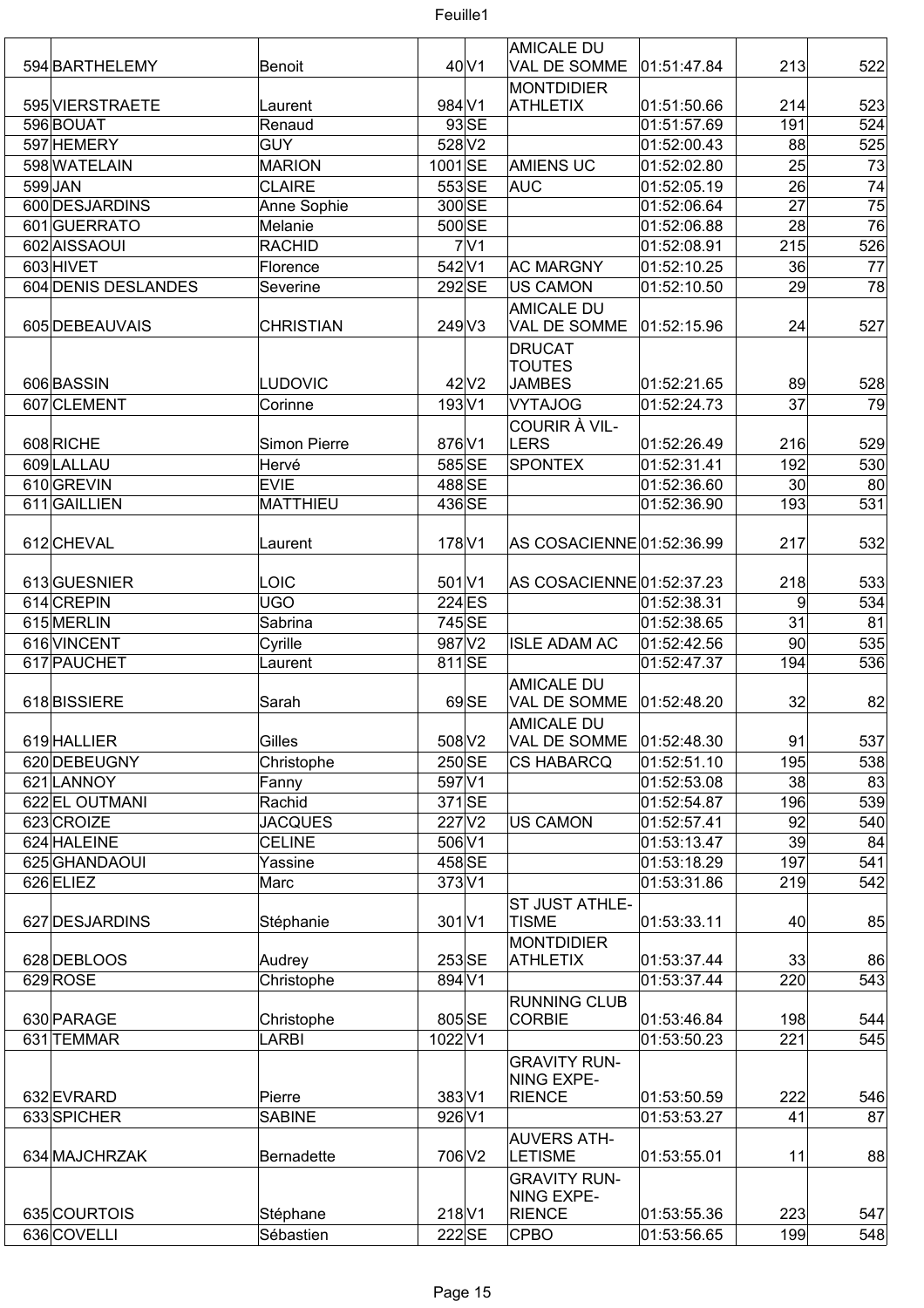| | | | | | | | |
|---|---|---|---|---|---|---|---|
| 594 | BARTHELEMY | Benoit | 40 | V1 | AMICALE DU VAL DE SOMME | 01:51:47.84 | 213 | 522 |
| 595 | VIERSTRAETE | Laurent | 984 | V1 | MONTDIDIER ATHLETIX | 01:51:50.66 | 214 | 523 |
| 596 | BOUAT | Renaud | 93 | SE | | 01:51:57.69 | 191 | 524 |
| 597 | HEMERY | GUY | 528 | V2 | | 01:52:00.43 | 88 | 525 |
| 598 | WATELAIN | MARION | 1001 | SE | AMIENS UC | 01:52:02.80 | 25 | 73 |
| 599 | JAN | CLAIRE | 553 | SE | AUC | 01:52:05.19 | 26 | 74 |
| 600 | DESJARDINS | Anne Sophie | 300 | SE | | 01:52:06.64 | 27 | 75 |
| 601 | GUERRATO | Melanie | 500 | SE | | 01:52:06.88 | 28 | 76 |
| 602 | AISSAOUI | RACHID | 7 | V1 | | 01:52:08.91 | 215 | 526 |
| 603 | HIVET | Florence | 542 | V1 | AC MARGNY | 01:52:10.25 | 36 | 77 |
| 604 | DENIS DESLANDES | Severine | 292 | SE | US CAMON | 01:52:10.50 | 29 | 78 |
| 605 | DEBEAUVAIS | CHRISTIAN | 249 | V3 | AMICALE DU VAL DE SOMME | 01:52:15.96 | 24 | 527 |
| 606 | BASSIN | LUDOVIC | 42 | V2 | DRUCAT TOUTES JAMBES | 01:52:21.65 | 89 | 528 |
| 607 | CLEMENT | Corinne | 193 | V1 | VYTAJOG | 01:52:24.73 | 37 | 79 |
| 608 | RICHE | Simon Pierre | 876 | V1 | COURIR À VILLERS | 01:52:26.49 | 216 | 529 |
| 609 | LALLAU | Hervé | 585 | SE | SPONTEX | 01:52:31.41 | 192 | 530 |
| 610 | GREVIN | EVIE | 488 | SE | | 01:52:36.60 | 30 | 80 |
| 611 | GAILLIEN | MATTHIEU | 436 | SE | | 01:52:36.90 | 193 | 531 |
| 612 | CHEVAL | Laurent | 178 | V1 | AS COSACIENNE | 01:52:36.99 | 217 | 532 |
| 613 | GUESNIER | LOIC | 501 | V1 | AS COSACIENNE | 01:52:37.23 | 218 | 533 |
| 614 | CREPIN | UGO | 224 | ES | | 01:52:38.31 | 9 | 534 |
| 615 | MERLIN | Sabrina | 745 | SE | | 01:52:38.65 | 31 | 81 |
| 616 | VINCENT | Cyrille | 987 | V2 | ISLE ADAM AC | 01:52:42.56 | 90 | 535 |
| 617 | PAUCHET | Laurent | 811 | SE | | 01:52:47.37 | 194 | 536 |
| 618 | BISSIERE | Sarah | 69 | SE | AMICALE DU VAL DE SOMME | 01:52:48.20 | 32 | 82 |
| 619 | HALLIER | Gilles | 508 | V2 | AMICALE DU VAL DE SOMME | 01:52:48.30 | 91 | 537 |
| 620 | DEBEUGNY | Christophe | 250 | SE | CS HABARCQ | 01:52:51.10 | 195 | 538 |
| 621 | LANNOY | Fanny | 597 | V1 | | 01:52:53.08 | 38 | 83 |
| 622 | EL OUTMANI | Rachid | 371 | SE | | 01:52:54.87 | 196 | 539 |
| 623 | CROIZE | JACQUES | 227 | V2 | US CAMON | 01:52:57.41 | 92 | 540 |
| 624 | HALEINE | CELINE | 506 | V1 | | 01:53:13.47 | 39 | 84 |
| 625 | GHANDAOUI | Yassine | 458 | SE | | 01:53:18.29 | 197 | 541 |
| 626 | ELIEZ | Marc | 373 | V1 | | 01:53:31.86 | 219 | 542 |
| 627 | DESJARDINS | Stéphanie | 301 | V1 | ST JUST ATHLETISME | 01:53:33.11 | 40 | 85 |
| 628 | DEBLOOS | Audrey | 253 | SE | MONTDIDIER ATHLETIX | 01:53:37.44 | 33 | 86 |
| 629 | ROSE | Christophe | 894 | V1 | | 01:53:37.44 | 220 | 543 |
| 630 | PARAGE | Christophe | 805 | SE | RUNNING CLUB CORBIE | 01:53:46.84 | 198 | 544 |
| 631 | TEMMAR | LARBI | 1022 | V1 | | 01:53:50.23 | 221 | 545 |
| 632 | EVRARD | Pierre | 383 | V1 | GRAVITY RUNNING EXPERIENCE | 01:53:50.59 | 222 | 546 |
| 633 | SPICHER | SABINE | 926 | V1 | | 01:53:53.27 | 41 | 87 |
| 634 | MAJCHRZAK | Bernadette | 706 | V2 | AUVERS ATHLETISME | 01:53:55.01 | 11 | 88 |
| 635 | COURTOIS | Stéphane | 218 | V1 | GRAVITY RUNNING EXPERIENCE | 01:53:55.36 | 223 | 547 |
| 636 | COVELLI | Sébastien | 222 | SE | CPBO | 01:53:56.65 | 199 | 548 |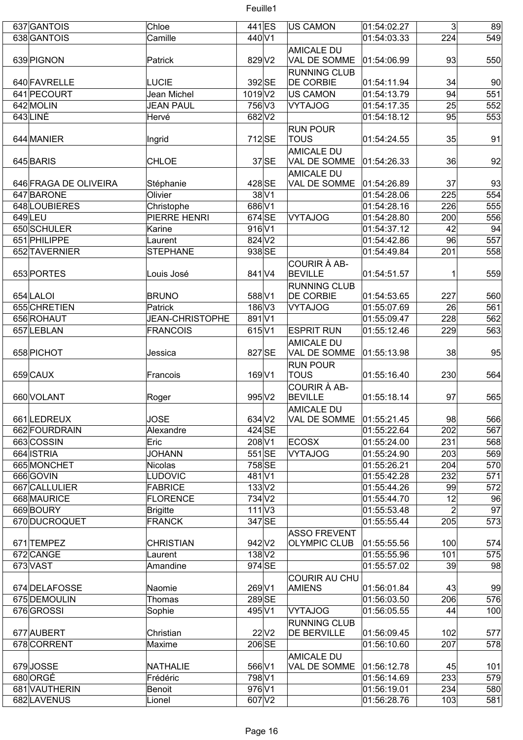| | | | | | | | | |
|---|---|---|---|---|---|---|---|---|
| 637 | GANTOIS | Chloe | 441 | ES | US CAMON | 01:54:02.27 | 3 | 89 |
| 638 | GANTOIS | Camille | 440 | V1 | | 01:54:03.33 | 224 | 549 |
| 639 | PIGNON | Patrick | 829 | V2 | AMICALE DU VAL DE SOMME | 01:54:06.99 | 93 | 550 |
| 640 | FAVRELLE | LUCIE | 392 | SE | RUNNING CLUB DE CORBIE | 01:54:11.94 | 34 | 90 |
| 641 | PECOURT | Jean Michel | 1019 | V2 | US CAMON | 01:54:13.79 | 94 | 551 |
| 642 | MOLIN | JEAN PAUL | 756 | V3 | VYTAJOG | 01:54:17.35 | 25 | 552 |
| 643 | LINÉ | Hervé | 682 | V2 | | 01:54:18.12 | 95 | 553 |
| 644 | MANIER | Ingrid | 712 | SE | RUN POUR TOUS | 01:54:24.55 | 35 | 91 |
| 645 | BARIS | CHLOE | 37 | SE | AMICALE DU VAL DE SOMME | 01:54:26.33 | 36 | 92 |
| 646 | FRAGA DE OLIVEIRA | Stéphanie | 428 | SE | AMICALE DU VAL DE SOMME | 01:54:26.89 | 37 | 93 |
| 647 | BARONE | Olivier | 38 | V1 | | 01:54:28.06 | 225 | 554 |
| 648 | LOUBIERES | Christophe | 686 | V1 | | 01:54:28.16 | 226 | 555 |
| 649 | LEU | PIERRE HENRI | 674 | SE | VYTAJOG | 01:54:28.80 | 200 | 556 |
| 650 | SCHULER | Karine | 916 | V1 | | 01:54:37.12 | 42 | 94 |
| 651 | PHILIPPE | Laurent | 824 | V2 | | 01:54:42.86 | 96 | 557 |
| 652 | TAVERNIER | STEPHANE | 938 | SE | | 01:54:49.84 | 201 | 558 |
| 653 | PORTES | Louis José | 841 | V4 | COURIR À AB-BEVILLE | 01:54:51.57 | 1 | 559 |
| 654 | LALOI | BRUNO | 588 | V1 | RUNNING CLUB DE CORBIE | 01:54:53.65 | 227 | 560 |
| 655 | CHRETIEN | Patrick | 186 | V3 | VYTAJOG | 01:55:07.69 | 26 | 561 |
| 656 | ROHAUT | JEAN-CHRISTOPHE | 891 | V1 | | 01:55:09.47 | 228 | 562 |
| 657 | LEBLAN | FRANCOIS | 615 | V1 | ESPRIT RUN | 01:55:12.46 | 229 | 563 |
| 658 | PICHOT | Jessica | 827 | SE | AMICALE DU VAL DE SOMME | 01:55:13.98 | 38 | 95 |
| 659 | CAUX | Francois | 169 | V1 | RUN POUR TOUS | 01:55:16.40 | 230 | 564 |
| 660 | VOLANT | Roger | 995 | V2 | COURIR À AB-BEVILLE | 01:55:18.14 | 97 | 565 |
| 661 | LEDREUX | JOSE | 634 | V2 | AMICALE DU VAL DE SOMME | 01:55:21.45 | 98 | 566 |
| 662 | FOURDRAIN | Alexandre | 424 | SE | | 01:55:22.64 | 202 | 567 |
| 663 | COSSIN | Eric | 208 | V1 | ECOSX | 01:55:24.00 | 231 | 568 |
| 664 | ISTRIA | JOHANN | 551 | SE | VYTAJOG | 01:55:24.90 | 203 | 569 |
| 665 | MONCHET | Nicolas | 758 | SE | | 01:55:26.21 | 204 | 570 |
| 666 | GOVIN | LUDOVIC | 481 | V1 | | 01:55:42.28 | 232 | 571 |
| 667 | CALLULIER | FABRICE | 133 | V2 | | 01:55:44.26 | 99 | 572 |
| 668 | MAURICE | FLORENCE | 734 | V2 | | 01:55:44.70 | 12 | 96 |
| 669 | BOURY | Brigitte | 111 | V3 | | 01:55:53.48 | 2 | 97 |
| 670 | DUCROQUET | FRANCK | 347 | SE | | 01:55:55.44 | 205 | 573 |
| 671 | TEMPEZ | CHRISTIAN | 942 | V2 | ASSO FREVENT OLYMPIC CLUB | 01:55:55.56 | 100 | 574 |
| 672 | CANGE | Laurent | 138 | V2 | | 01:55:55.96 | 101 | 575 |
| 673 | VAST | Amandine | 974 | SE | | 01:55:57.02 | 39 | 98 |
| 674 | DELAFOSSE | Naomie | 269 | V1 | COURIR AU CHU AMIENS | 01:56:01.84 | 43 | 99 |
| 675 | DEMOULIN | Thomas | 289 | SE | | 01:56:03.50 | 206 | 576 |
| 676 | GROSSI | Sophie | 495 | V1 | VYTAJOG | 01:56:05.55 | 44 | 100 |
| 677 | AUBERT | Christian | 22 | V2 | RUNNING CLUB DE BERVILLE | 01:56:09.45 | 102 | 577 |
| 678 | CORRENT | Maxime | 206 | SE | | 01:56:10.60 | 207 | 578 |
| 679 | JOSSE | NATHALIE | 566 | V1 | AMICALE DU VAL DE SOMME | 01:56:12.78 | 45 | 101 |
| 680 | ORGÉ | Frédéric | 798 | V1 | | 01:56:14.69 | 233 | 579 |
| 681 | VAUTHERIN | Benoit | 976 | V1 | | 01:56:19.01 | 234 | 580 |
| 682 | LAVENUS | Lionel | 607 | V2 | | 01:56:28.76 | 103 | 581 |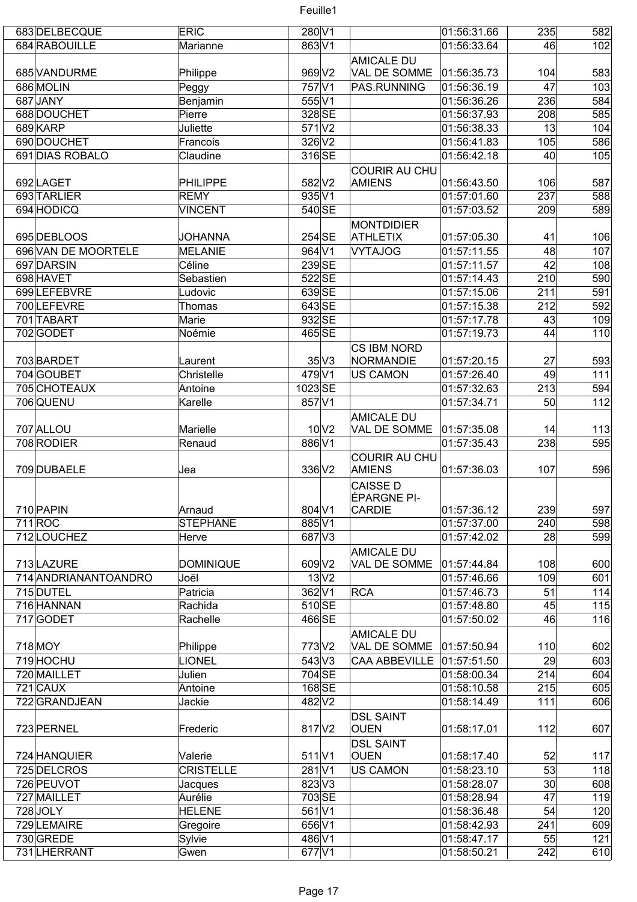| | | | | | | | |
|---|---|---|---|---|---|---|---|
| 683 | DELBECQUE | ERIC | 280 | V1 | | 01:56:31.66 | 235 | 582 |
| 684 | RABOUILLE | Marianne | 863 | V1 | | 01:56:33.64 | 46 | 102 |
| 685 | VANDURME | Philippe | 969 | V2 | AMICALE DU VAL DE SOMME | 01:56:35.73 | 104 | 583 |
| 686 | MOLIN | Peggy | 757 | V1 | PAS.RUNNING | 01:56:36.19 | 47 | 103 |
| 687 | JANY | Benjamin | 555 | V1 | | 01:56:36.26 | 236 | 584 |
| 688 | DOUCHET | Pierre | 328 | SE | | 01:56:37.93 | 208 | 585 |
| 689 | KARP | Juliette | 571 | V2 | | 01:56:38.33 | 13 | 104 |
| 690 | DOUCHET | Francois | 326 | V2 | | 01:56:41.83 | 105 | 586 |
| 691 | DIAS ROBALO | Claudine | 316 | SE | | 01:56:42.18 | 40 | 105 |
| 692 | LAGET | PHILIPPE | 582 | V2 | COURIR AU CHU AMIENS | 01:56:43.50 | 106 | 587 |
| 693 | TARLIER | REMY | 935 | V1 | | 01:57:01.60 | 237 | 588 |
| 694 | HODICQ | VINCENT | 540 | SE | | 01:57:03.52 | 209 | 589 |
| 695 | DEBLOOS | JOHANNA | 254 | SE | MONTDIDIER ATHLETIX | 01:57:05.30 | 41 | 106 |
| 696 | VAN DE MOORTELE | MELANIE | 964 | V1 | VYTAJOG | 01:57:11.55 | 48 | 107 |
| 697 | DARSIN | Céline | 239 | SE | | 01:57:11.57 | 42 | 108 |
| 698 | HAVET | Sebastien | 522 | SE | | 01:57:14.43 | 210 | 590 |
| 699 | LEFEBVRE | Ludovic | 639 | SE | | 01:57:15.06 | 211 | 591 |
| 700 | LEFEVRE | Thomas | 643 | SE | | 01:57:15.38 | 212 | 592 |
| 701 | TABART | Marie | 932 | SE | | 01:57:17.78 | 43 | 109 |
| 702 | GODET | Noémie | 465 | SE | | 01:57:19.73 | 44 | 110 |
| 703 | BARDET | Laurent | 35 | V3 | CS IBM NORD NORMANDIE | 01:57:20.15 | 27 | 593 |
| 704 | GOUBET | Christelle | 479 | V1 | US CAMON | 01:57:26.40 | 49 | 111 |
| 705 | CHOTEAUX | Antoine | 1023 | SE | | 01:57:32.63 | 213 | 594 |
| 706 | QUENU | Karelle | 857 | V1 | | 01:57:34.71 | 50 | 112 |
| 707 | ALLOU | Marielle | 10 | V2 | AMICALE DU VAL DE SOMME | 01:57:35.08 | 14 | 113 |
| 708 | RODIER | Renaud | 886 | V1 | | 01:57:35.43 | 238 | 595 |
| 709 | DUBAELE | Jea | 336 | V2 | COURIR AU CHU AMIENS | 01:57:36.03 | 107 | 596 |
| 710 | PAPIN | Arnaud | 804 | V1 | CAISSE D ÉPARGNE PI-CARDIE | 01:57:36.12 | 239 | 597 |
| 711 | ROC | STEPHANE | 885 | V1 | | 01:57:37.00 | 240 | 598 |
| 712 | LOUCHEZ | Herve | 687 | V3 | | 01:57:42.02 | 28 | 599 |
| 713 | LAZURE | DOMINIQUE | 609 | V2 | AMICALE DU VAL DE SOMME | 01:57:44.84 | 108 | 600 |
| 714 | ANDRIANANTOANDRO | Joël | 13 | V2 | | 01:57:46.66 | 109 | 601 |
| 715 | DUTEL | Patricia | 362 | V1 | RCA | 01:57:46.73 | 51 | 114 |
| 716 | HANNAN | Rachida | 510 | SE | | 01:57:48.80 | 45 | 115 |
| 717 | GODET | Rachelle | 466 | SE | | 01:57:50.02 | 46 | 116 |
| 718 | MOY | Philippe | 773 | V2 | AMICALE DU VAL DE SOMME | 01:57:50.94 | 110 | 602 |
| 719 | HOCHU | LIONEL | 543 | V3 | CAA ABBEVILLE | 01:57:51.50 | 29 | 603 |
| 720 | MAILLET | Julien | 704 | SE | | 01:58:00.34 | 214 | 604 |
| 721 | CAUX | Antoine | 168 | SE | | 01:58:10.58 | 215 | 605 |
| 722 | GRANDJEAN | Jackie | 482 | V2 | | 01:58:14.49 | 111 | 606 |
| 723 | PERNEL | Frederic | 817 | V2 | DSL SAINT OUEN | 01:58:17.01 | 112 | 607 |
| 724 | HANQUIER | Valerie | 511 | V1 | DSL SAINT OUEN | 01:58:17.40 | 52 | 117 |
| 725 | DELCROS | CRISTELLE | 281 | V1 | US CAMON | 01:58:23.10 | 53 | 118 |
| 726 | PEUVOT | Jacques | 823 | V3 | | 01:58:28.07 | 30 | 608 |
| 727 | MAILLET | Aurélie | 703 | SE | | 01:58:28.94 | 47 | 119 |
| 728 | JOLY | HELENE | 561 | V1 | | 01:58:36.48 | 54 | 120 |
| 729 | LEMAIRE | Gregoire | 656 | V1 | | 01:58:42.93 | 241 | 609 |
| 730 | GREDE | Sylvie | 486 | V1 | | 01:58:47.17 | 55 | 121 |
| 731 | LHERRANT | Gwen | 677 | V1 | | 01:58:50.21 | 242 | 610 |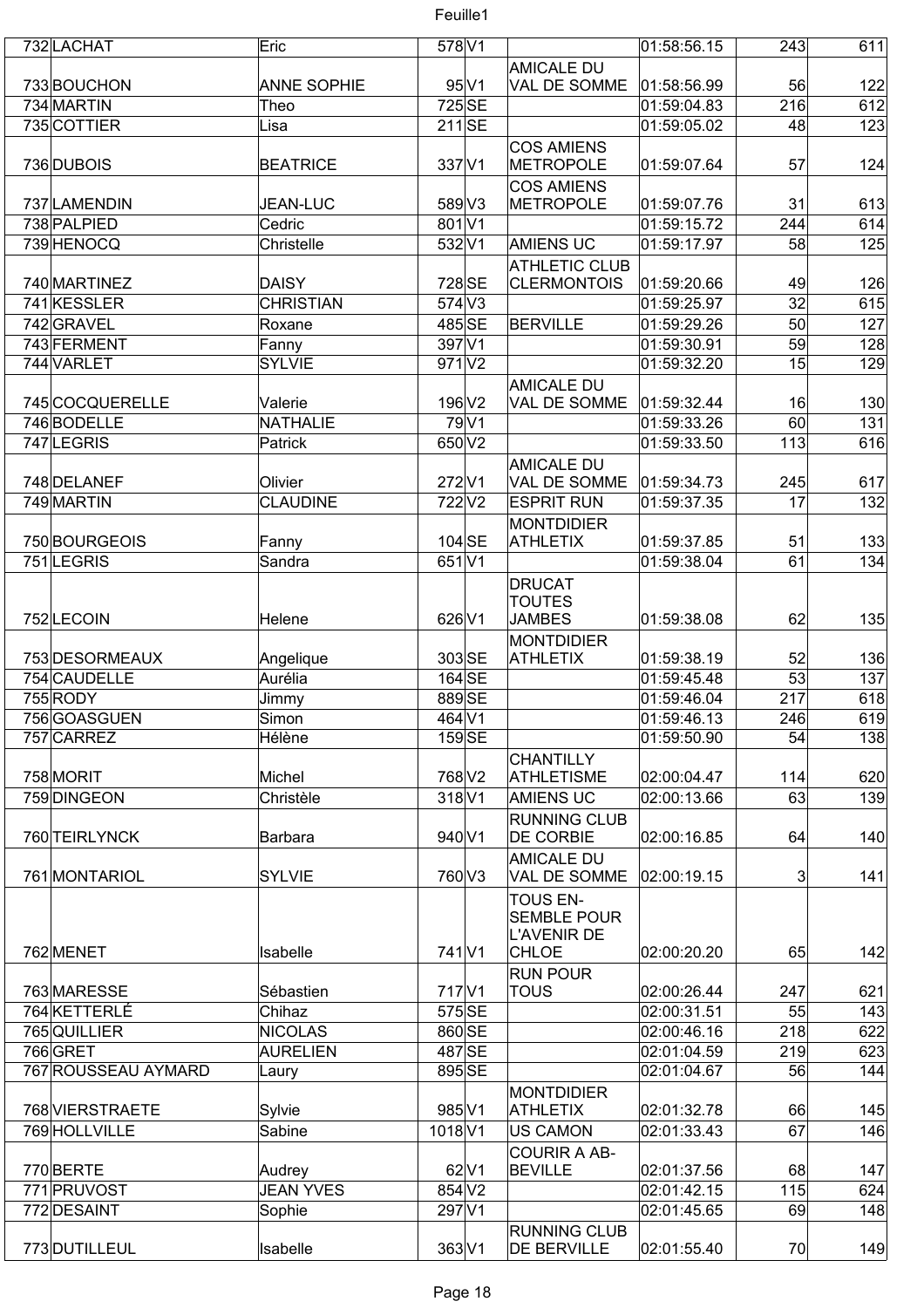| 732 | LACHAT | Eric | 578 | V1 | | 01:58:56.15 | 243 | 611 |
|---|---|---|---|---|---|---|---|---|
| 733 | BOUCHON | ANNE SOPHIE | 95 | V1 | AMICALE DU VAL DE SOMME | 01:58:56.99 | 56 | 122 |
| 734 | MARTIN | Theo | 725 | SE | | 01:59:04.83 | 216 | 612 |
| 735 | COTTIER | Lisa | 211 | SE | | 01:59:05.02 | 48 | 123 |
| 736 | DUBOIS | BEATRICE | 337 | V1 | COS AMIENS METROPOLE | 01:59:07.64 | 57 | 124 |
| 737 | LAMENDIN | JEAN-LUC | 589 | V3 | COS AMIENS METROPOLE | 01:59:07.76 | 31 | 613 |
| 738 | PALPIED | Cedric | 801 | V1 | | 01:59:15.72 | 244 | 614 |
| 739 | HENOCQ | Christelle | 532 | V1 | AMIENS UC | 01:59:17.97 | 58 | 125 |
| 740 | MARTINEZ | DAISY | 728 | SE | ATHLETIC CLUB CLERMONTOIS | 01:59:20.66 | 49 | 126 |
| 741 | KESSLER | CHRISTIAN | 574 | V3 | | 01:59:25.97 | 32 | 615 |
| 742 | GRAVEL | Roxane | 485 | SE | BERVILLE | 01:59:29.26 | 50 | 127 |
| 743 | FERMENT | Fanny | 397 | V1 | | 01:59:30.91 | 59 | 128 |
| 744 | VARLET | SYLVIE | 971 | V2 | | 01:59:32.20 | 15 | 129 |
| 745 | COCQUERELLE | Valerie | 196 | V2 | AMICALE DU VAL DE SOMME | 01:59:32.44 | 16 | 130 |
| 746 | BODELLE | NATHALIE | 79 | V1 | | 01:59:33.26 | 60 | 131 |
| 747 | LEGRIS | Patrick | 650 | V2 | | 01:59:33.50 | 113 | 616 |
| 748 | DELANEF | Olivier | 272 | V1 | AMICALE DU VAL DE SOMME | 01:59:34.73 | 245 | 617 |
| 749 | MARTIN | CLAUDINE | 722 | V2 | ESPRIT RUN | 01:59:37.35 | 17 | 132 |
| 750 | BOURGEOIS | Fanny | 104 | SE | MONTDIDIER ATHLETIX | 01:59:37.85 | 51 | 133 |
| 751 | LEGRIS | Sandra | 651 | V1 | | 01:59:38.04 | 61 | 134 |
| 752 | LECOIN | Helene | 626 | V1 | DRUCAT TOUTES JAMBES | 01:59:38.08 | 62 | 135 |
| 753 | DESORMEAUX | Angelique | 303 | SE | MONTDIDIER ATHLETIX | 01:59:38.19 | 52 | 136 |
| 754 | CAUDELLE | Aurélia | 164 | SE | | 01:59:45.48 | 53 | 137 |
| 755 | RODY | Jimmy | 889 | SE | | 01:59:46.04 | 217 | 618 |
| 756 | GOASGUEN | Simon | 464 | V1 | | 01:59:46.13 | 246 | 619 |
| 757 | CARREZ | Hélène | 159 | SE | | 01:59:50.90 | 54 | 138 |
| 758 | MORIT | Michel | 768 | V2 | CHANTILLY ATHLETISME | 02:00:04.47 | 114 | 620 |
| 759 | DINGEON | Christèle | 318 | V1 | AMIENS UC | 02:00:13.66 | 63 | 139 |
| 760 | TEIRLYNCK | Barbara | 940 | V1 | RUNNING CLUB DE CORBIE | 02:00:16.85 | 64 | 140 |
| 761 | MONTARIOL | SYLVIE | 760 | V3 | AMICALE DU VAL DE SOMME | 02:00:19.15 | 3 | 141 |
| 762 | MENET | Isabelle | 741 | V1 | TOUS EN-SEMBLE POUR L'AVENIR DE CHLOE | 02:00:20.20 | 65 | 142 |
| 763 | MARESSE | Sébastien | 717 | V1 | RUN POUR TOUS | 02:00:26.44 | 247 | 621 |
| 764 | KETTERLÉ | Chihaz | 575 | SE | | 02:00:31.51 | 55 | 143 |
| 765 | QUILLIER | NICOLAS | 860 | SE | | 02:00:46.16 | 218 | 622 |
| 766 | GRET | AURELIEN | 487 | SE | | 02:01:04.59 | 219 | 623 |
| 767 | ROUSSEAU AYMARD | Laury | 895 | SE | | 02:01:04.67 | 56 | 144 |
| 768 | VIERSTRAETE | Sylvie | 985 | V1 | MONTDIDIER ATHLETIX | 02:01:32.78 | 66 | 145 |
| 769 | HOLLVILLE | Sabine | 1018 | V1 | US CAMON | 02:01:33.43 | 67 | 146 |
| 770 | BERTE | Audrey | 62 | V1 | COURIR A AB-BEVILLE | 02:01:37.56 | 68 | 147 |
| 771 | PRUVOST | JEAN YVES | 854 | V2 | | 02:01:42.15 | 115 | 624 |
| 772 | DESAINT | Sophie | 297 | V1 | | 02:01:45.65 | 69 | 148 |
| 773 | DUTILLEUL | Isabelle | 363 | V1 | RUNNING CLUB DE BERVILLE | 02:01:55.40 | 70 | 149 |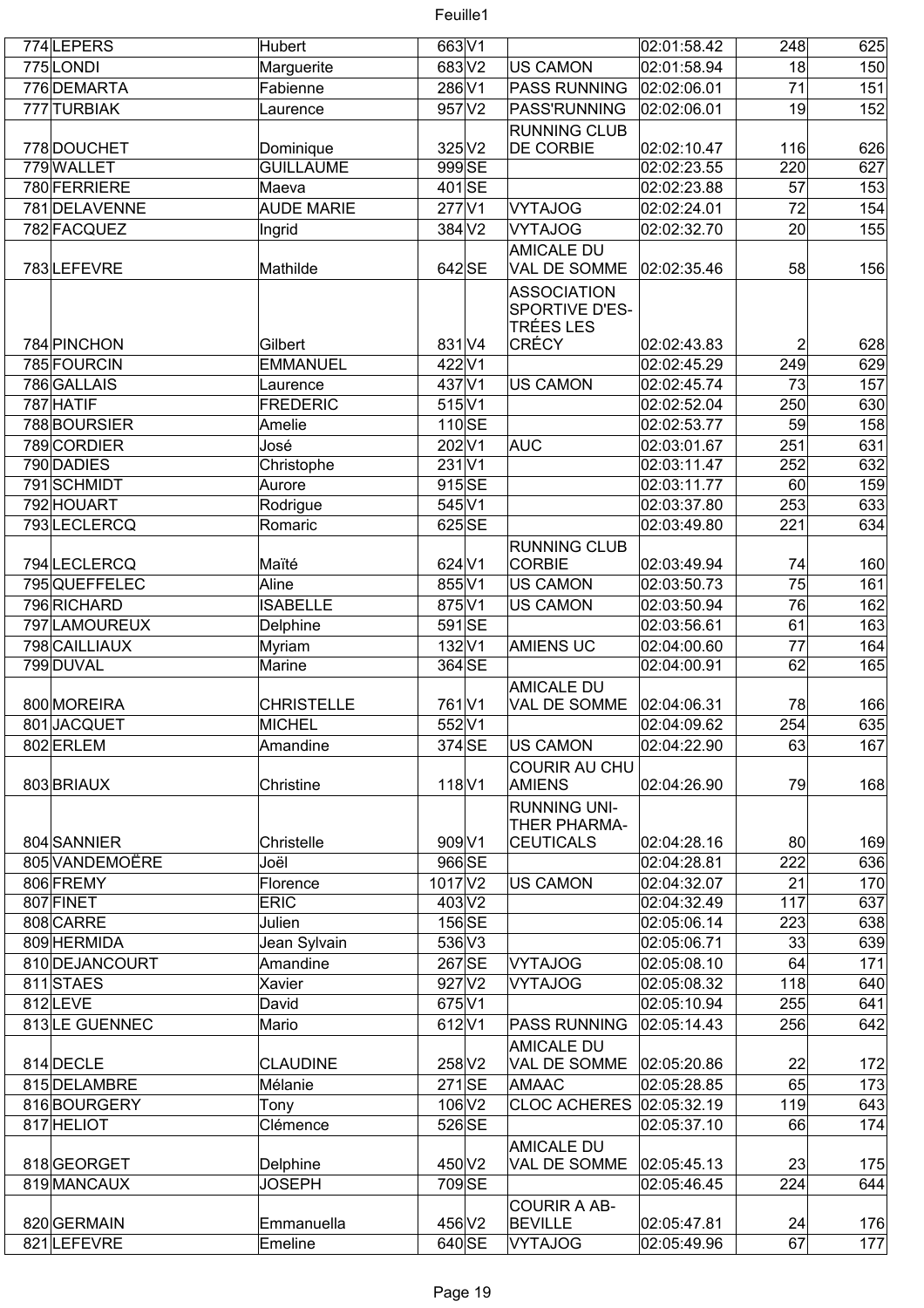| | | | | | | | | |
|---|---|---|---|---|---|---|---|---|
| 774 | LEPERS | Hubert | 663 | V1 | | 02:01:58.42 | 248 | 625 |
| 775 | LONDI | Marguerite | 683 | V2 | US CAMON | 02:01:58.94 | 18 | 150 |
| 776 | DEMARTA | Fabienne | 286 | V1 | PASS RUNNING | 02:02:06.01 | 71 | 151 |
| 777 | TURBIAK | Laurence | 957 | V2 | PASS'RUNNING | 02:02:06.01 | 19 | 152 |
| 778 | DOUCHET | Dominique | 325 | V2 | RUNNING CLUB DE CORBIE | 02:02:10.47 | 116 | 626 |
| 779 | WALLET | GUILLAUME | 999 | SE | | 02:02:23.55 | 220 | 627 |
| 780 | FERRIERE | Maeva | 401 | SE | | 02:02:23.88 | 57 | 153 |
| 781 | DELAVENNE | AUDE MARIE | 277 | V1 | VYTAJOG | 02:02:24.01 | 72 | 154 |
| 782 | FACQUEZ | Ingrid | 384 | V2 | VYTAJOG | 02:02:32.70 | 20 | 155 |
| 783 | LEFEVRE | Mathilde | 642 | SE | AMICALE DU VAL DE SOMME | 02:02:35.46 | 58 | 156 |
| 784 | PINCHON | Gilbert | 831 | V4 | ASSOCIATION SPORTIVE D'ES-TRÉES LES CRÉCY | 02:02:43.83 | 2 | 628 |
| 785 | FOURCIN | EMMANUEL | 422 | V1 | | 02:02:45.29 | 249 | 629 |
| 786 | GALLAIS | Laurence | 437 | V1 | US CAMON | 02:02:45.74 | 73 | 157 |
| 787 | HATIF | FREDERIC | 515 | V1 | | 02:02:52.04 | 250 | 630 |
| 788 | BOURSIER | Amelie | 110 | SE | | 02:02:53.77 | 59 | 158 |
| 789 | CORDIER | José | 202 | V1 | AUC | 02:03:01.67 | 251 | 631 |
| 790 | DADIES | Christophe | 231 | V1 | | 02:03:11.47 | 252 | 632 |
| 791 | SCHMIDT | Aurore | 915 | SE | | 02:03:11.77 | 60 | 159 |
| 792 | HOUART | Rodrigue | 545 | V1 | | 02:03:37.80 | 253 | 633 |
| 793 | LECLERCQ | Romaric | 625 | SE | | 02:03:49.80 | 221 | 634 |
| 794 | LECLERCQ | Maïté | 624 | V1 | RUNNING CLUB CORBIE | 02:03:49.94 | 74 | 160 |
| 795 | QUEFFELEC | Aline | 855 | V1 | US CAMON | 02:03:50.73 | 75 | 161 |
| 796 | RICHARD | ISABELLE | 875 | V1 | US CAMON | 02:03:50.94 | 76 | 162 |
| 797 | LAMOUREUX | Delphine | 591 | SE | | 02:03:56.61 | 61 | 163 |
| 798 | CAILLIAUX | Myriam | 132 | V1 | AMIENS UC | 02:04:00.60 | 77 | 164 |
| 799 | DUVAL | Marine | 364 | SE | | 02:04:00.91 | 62 | 165 |
| 800 | MOREIRA | CHRISTELLE | 761 | V1 | AMICALE DU VAL DE SOMME | 02:04:06.31 | 78 | 166 |
| 801 | JACQUET | MICHEL | 552 | V1 | | 02:04:09.62 | 254 | 635 |
| 802 | ERLEM | Amandine | 374 | SE | US CAMON | 02:04:22.90 | 63 | 167 |
| 803 | BRIAUX | Christine | 118 | V1 | COURIR AU CHU AMIENS | 02:04:26.90 | 79 | 168 |
| 804 | SANNIER | Christelle | 909 | V1 | RUNNING UNI-THER PHARMA-CEUTICALS | 02:04:28.16 | 80 | 169 |
| 805 | VANDEMOËRE | Joël | 966 | SE | | 02:04:28.81 | 222 | 636 |
| 806 | FREMY | Florence | 1017 | V2 | US CAMON | 02:04:32.07 | 21 | 170 |
| 807 | FINET | ERIC | 403 | V2 | | 02:04:32.49 | 117 | 637 |
| 808 | CARRE | Julien | 156 | SE | | 02:05:06.14 | 223 | 638 |
| 809 | HERMIDA | Jean Sylvain | 536 | V3 | | 02:05:06.71 | 33 | 639 |
| 810 | DEJANCOURT | Amandine | 267 | SE | VYTAJOG | 02:05:08.10 | 64 | 171 |
| 811 | STAES | Xavier | 927 | V2 | VYTAJOG | 02:05:08.32 | 118 | 640 |
| 812 | LEVE | David | 675 | V1 | | 02:05:10.94 | 255 | 641 |
| 813 | LE GUENNEC | Mario | 612 | V1 | PASS RUNNING | 02:05:14.43 | 256 | 642 |
| 814 | DECLE | CLAUDINE | 258 | V2 | AMICALE DU VAL DE SOMME | 02:05:20.86 | 22 | 172 |
| 815 | DELAMBRE | Mélanie | 271 | SE | AMAAC | 02:05:28.85 | 65 | 173 |
| 816 | BOURGERY | Tony | 106 | V2 | CLOC ACHERES | 02:05:32.19 | 119 | 643 |
| 817 | HELIOT | Clémence | 526 | SE | | 02:05:37.10 | 66 | 174 |
| 818 | GEORGET | Delphine | 450 | V2 | AMICALE DU VAL DE SOMME | 02:05:45.13 | 23 | 175 |
| 819 | MANCAUX | JOSEPH | 709 | SE | | 02:05:46.45 | 224 | 644 |
| 820 | GERMAIN | Emmanuella | 456 | V2 | COURIR A AB-BEVILLE | 02:05:47.81 | 24 | 176 |
| 821 | LEFEVRE | Emeline | 640 | SE | VYTAJOG | 02:05:49.96 | 67 | 177 |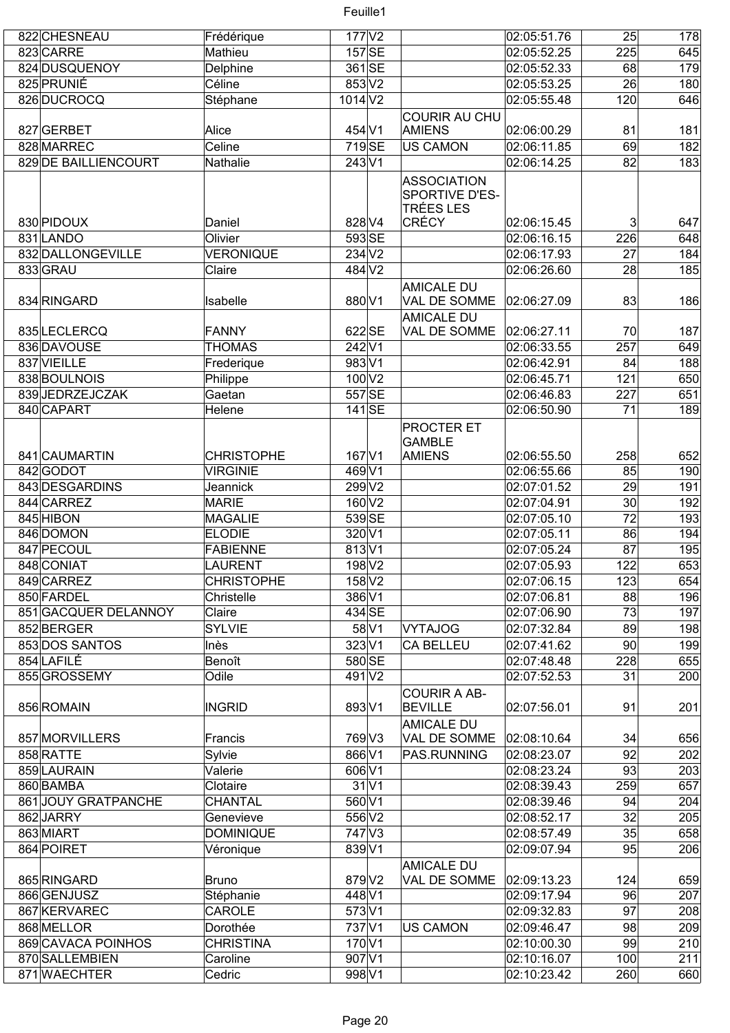| | | | | | | | | |
|---|---|---|---|---|---|---|---|---|
| 822 | CHESNEAU | Frédérique | 177 | V2 | | 02:05:51.76 | 25 | 178 |
| 823 | CARRE | Mathieu | 157 | SE | | 02:05:52.25 | 225 | 645 |
| 824 | DUSQUENOY | Delphine | 361 | SE | | 02:05:52.33 | 68 | 179 |
| 825 | PRUNIÉ | Céline | 853 | V2 | | 02:05:53.25 | 26 | 180 |
| 826 | DUCROCQ | Stéphane | 1014 | V2 | | 02:05:55.48 | 120 | 646 |
| 827 | GERBET | Alice | 454 | V1 | COURIR AU CHU AMIENS | 02:06:00.29 | 81 | 181 |
| 828 | MARREC | Celine | 719 | SE | US CAMON | 02:06:11.85 | 69 | 182 |
| 829 | DE BAILLIENCOURT | Nathalie | 243 | V1 | | 02:06:14.25 | 82 | 183 |
| 830 | PIDOUX | Daniel | 828 | V4 | ASSOCIATION SPORTIVE D'ES-TRÉES LES CRÉCY | 02:06:15.45 | 3 | 647 |
| 831 | LANDO | Olivier | 593 | SE | | 02:06:16.15 | 226 | 648 |
| 832 | DALLONGEVILLE | VERONIQUE | 234 | V2 | | 02:06:17.93 | 27 | 184 |
| 833 | GRAU | Claire | 484 | V2 | | 02:06:26.60 | 28 | 185 |
| 834 | RINGARD | Isabelle | 880 | V1 | AMICALE DU VAL DE SOMME | 02:06:27.09 | 83 | 186 |
| 835 | LECLERCQ | FANNY | 622 | SE | AMICALE DU VAL DE SOMME | 02:06:27.11 | 70 | 187 |
| 836 | DAVOUSE | THOMAS | 242 | V1 | | 02:06:33.55 | 257 | 649 |
| 837 | VIEILLE | Frederique | 983 | V1 | | 02:06:42.91 | 84 | 188 |
| 838 | BOULNOIS | Philippe | 100 | V2 | | 02:06:45.71 | 121 | 650 |
| 839 | JEDRZEJCZAK | Gaetan | 557 | SE | | 02:06:46.83 | 227 | 651 |
| 840 | CAPART | Helene | 141 | SE | | 02:06:50.90 | 71 | 189 |
| 841 | CAUMARTIN | CHRISTOPHE | 167 | V1 | PROCTER ET GAMBLE AMIENS | 02:06:55.50 | 258 | 652 |
| 842 | GODOT | VIRGINIE | 469 | V1 | | 02:06:55.66 | 85 | 190 |
| 843 | DESGARDINS | Jeannick | 299 | V2 | | 02:07:01.52 | 29 | 191 |
| 844 | CARREZ | MARIE | 160 | V2 | | 02:07:04.91 | 30 | 192 |
| 845 | HIBON | MAGALIE | 539 | SE | | 02:07:05.10 | 72 | 193 |
| 846 | DOMON | ELODIE | 320 | V1 | | 02:07:05.11 | 86 | 194 |
| 847 | PECOUL | FABIENNE | 813 | V1 | | 02:07:05.24 | 87 | 195 |
| 848 | CONIAT | LAURENT | 198 | V2 | | 02:07:05.93 | 122 | 653 |
| 849 | CARREZ | CHRISTOPHE | 158 | V2 | | 02:07:06.15 | 123 | 654 |
| 850 | FARDEL | Christelle | 386 | V1 | | 02:07:06.81 | 88 | 196 |
| 851 | GACQUER DELANNOY | Claire | 434 | SE | | 02:07:06.90 | 73 | 197 |
| 852 | BERGER | SYLVIE | 58 | V1 | VYTAJOG | 02:07:32.84 | 89 | 198 |
| 853 | DOS SANTOS | Inès | 323 | V1 | CA BELLEU | 02:07:41.62 | 90 | 199 |
| 854 | LAFILÉ | Benoît | 580 | SE | | 02:07:48.48 | 228 | 655 |
| 855 | GROSSEMY | Odile | 491 | V2 | | 02:07:52.53 | 31 | 200 |
| 856 | ROMAIN | INGRID | 893 | V1 | COURIR A AB-BEVILLE | 02:07:56.01 | 91 | 201 |
| 857 | MORVILLERS | Francis | 769 | V3 | AMICALE DU VAL DE SOMME | 02:08:10.64 | 34 | 656 |
| 858 | RATTE | Sylvie | 866 | V1 | PAS.RUNNING | 02:08:23.07 | 92 | 202 |
| 859 | LAURAIN | Valerie | 606 | V1 | | 02:08:23.24 | 93 | 203 |
| 860 | BAMBA | Clotaire | 31 | V1 | | 02:08:39.43 | 259 | 657 |
| 861 | JOUY GRATPANCHE | CHANTAL | 560 | V1 | | 02:08:39.46 | 94 | 204 |
| 862 | JARRY | Genevieve | 556 | V2 | | 02:08:52.17 | 32 | 205 |
| 863 | MIART | DOMINIQUE | 747 | V3 | | 02:08:57.49 | 35 | 658 |
| 864 | POIRET | Véronique | 839 | V1 | | 02:09:07.94 | 95 | 206 |
| 865 | RINGARD | Bruno | 879 | V2 | AMICALE DU VAL DE SOMME | 02:09:13.23 | 124 | 659 |
| 866 | GENJUSZ | Stéphanie | 448 | V1 | | 02:09:17.94 | 96 | 207 |
| 867 | KERVAREC | CAROLE | 573 | V1 | | 02:09:32.83 | 97 | 208 |
| 868 | MELLOR | Dorothée | 737 | V1 | US CAMON | 02:09:46.47 | 98 | 209 |
| 869 | CAVACA POINHOS | CHRISTINA | 170 | V1 | | 02:10:00.30 | 99 | 210 |
| 870 | SALLEMBIEN | Caroline | 907 | V1 | | 02:10:16.07 | 100 | 211 |
| 871 | WAECHTER | Cedric | 998 | V1 | | 02:10:23.42 | 260 | 660 |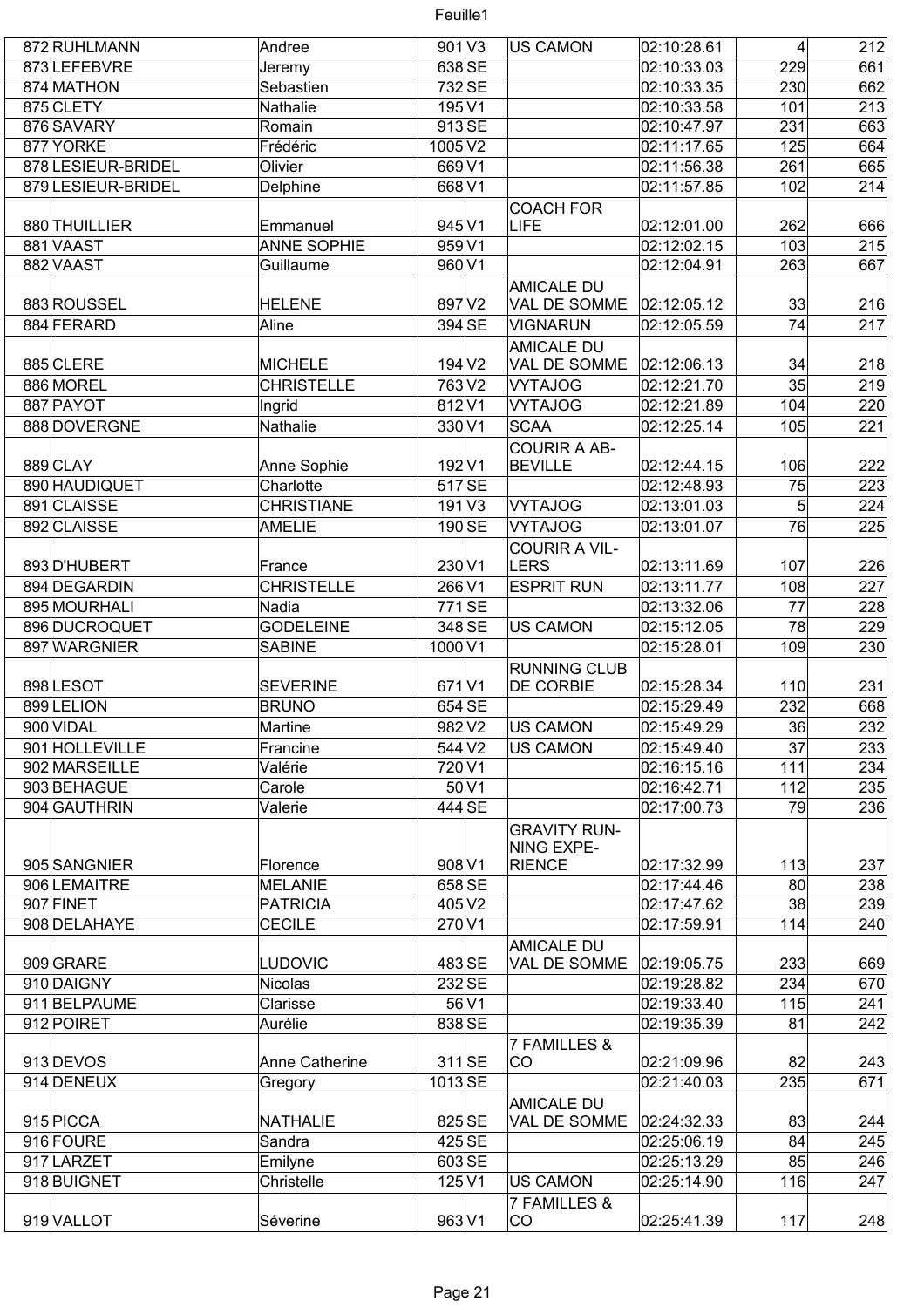| | | | | | | | | |
|---|---|---|---|---|---|---|---|---|
| 872 | RUHLMANN | Andree | 901 | V3 | US CAMON | 02:10:28.61 | 4 | 212 |
| 873 | LEFEBVRE | Jeremy | 638 | SE | | 02:10:33.03 | 229 | 661 |
| 874 | MATHON | Sebastien | 732 | SE | | 02:10:33.35 | 230 | 662 |
| 875 | CLETY | Nathalie | 195 | V1 | | 02:10:33.58 | 101 | 213 |
| 876 | SAVARY | Romain | 913 | SE | | 02:10:47.97 | 231 | 663 |
| 877 | YORKE | Frédéric | 1005 | V2 | | 02:11:17.65 | 125 | 664 |
| 878 | LESIEUR-BRIDEL | Olivier | 669 | V1 | | 02:11:56.38 | 261 | 665 |
| 879 | LESIEUR-BRIDEL | Delphine | 668 | V1 | | 02:11:57.85 | 102 | 214 |
| 880 | THUILLIER | Emmanuel | 945 | V1 | COACH FOR LIFE | 02:12:01.00 | 262 | 666 |
| 881 | VAAST | ANNE SOPHIE | 959 | V1 | | 02:12:02.15 | 103 | 215 |
| 882 | VAAST | Guillaume | 960 | V1 | | 02:12:04.91 | 263 | 667 |
| 883 | ROUSSEL | HELENE | 897 | V2 | AMICALE DU VAL DE SOMME | 02:12:05.12 | 33 | 216 |
| 884 | FERARD | Aline | 394 | SE | VIGNARUN | 02:12:05.59 | 74 | 217 |
| 885 | CLERE | MICHELE | 194 | V2 | AMICALE DU VAL DE SOMME | 02:12:06.13 | 34 | 218 |
| 886 | MOREL | CHRISTELLE | 763 | V2 | VYTAJOG | 02:12:21.70 | 35 | 219 |
| 887 | PAYOT | Ingrid | 812 | V1 | VYTAJOG | 02:12:21.89 | 104 | 220 |
| 888 | DOVERGNE | Nathalie | 330 | V1 | SCAA | 02:12:25.14 | 105 | 221 |
| 889 | CLAY | Anne Sophie | 192 | V1 | COURIR A AB-BEVILLE | 02:12:44.15 | 106 | 222 |
| 890 | HAUDIQUET | Charlotte | 517 | SE | | 02:12:48.93 | 75 | 223 |
| 891 | CLAISSE | CHRISTIANE | 191 | V3 | VYTAJOG | 02:13:01.03 | 5 | 224 |
| 892 | CLAISSE | AMELIE | 190 | SE | VYTAJOG | 02:13:01.07 | 76 | 225 |
| 893 | D'HUBERT | France | 230 | V1 | COURIR A VIL-LERS | 02:13:11.69 | 107 | 226 |
| 894 | DEGARDIN | CHRISTELLE | 266 | V1 | ESPRIT RUN | 02:13:11.77 | 108 | 227 |
| 895 | MOURHALI | Nadia | 771 | SE | | 02:13:32.06 | 77 | 228 |
| 896 | DUCROQUET | GODELEINE | 348 | SE | US CAMON | 02:15:12.05 | 78 | 229 |
| 897 | WARGNIER | SABINE | 1000 | V1 | | 02:15:28.01 | 109 | 230 |
| 898 | LESOT | SEVERINE | 671 | V1 | RUNNING CLUB DE CORBIE | 02:15:28.34 | 110 | 231 |
| 899 | LELION | BRUNO | 654 | SE | | 02:15:29.49 | 232 | 668 |
| 900 | VIDAL | Martine | 982 | V2 | US CAMON | 02:15:49.29 | 36 | 232 |
| 901 | HOLLEVILLE | Francine | 544 | V2 | US CAMON | 02:15:49.40 | 37 | 233 |
| 902 | MARSEILLE | Valérie | 720 | V1 | | 02:16:15.16 | 111 | 234 |
| 903 | BEHAGUE | Carole | 50 | V1 | | 02:16:42.71 | 112 | 235 |
| 904 | GAUTHRIN | Valerie | 444 | SE | | 02:17:00.73 | 79 | 236 |
| 905 | SANGNIER | Florence | 908 | V1 | GRAVITY RUN-NING EXPE-RIENCE | 02:17:32.99 | 113 | 237 |
| 906 | LEMAITRE | MELANIE | 658 | SE | | 02:17:44.46 | 80 | 238 |
| 907 | FINET | PATRICIA | 405 | V2 | | 02:17:47.62 | 38 | 239 |
| 908 | DELAHAYE | CECILE | 270 | V1 | | 02:17:59.91 | 114 | 240 |
| 909 | GRARE | LUDOVIC | 483 | SE | AMICALE DU VAL DE SOMME | 02:19:05.75 | 233 | 669 |
| 910 | DAIGNY | Nicolas | 232 | SE | | 02:19:28.82 | 234 | 670 |
| 911 | BELPAUME | Clarisse | 56 | V1 | | 02:19:33.40 | 115 | 241 |
| 912 | POIRET | Aurélie | 838 | SE | | 02:19:35.39 | 81 | 242 |
| 913 | DEVOS | Anne Catherine | 311 | SE | 7 FAMILLES & CO | 02:21:09.96 | 82 | 243 |
| 914 | DENEUX | Gregory | 1013 | SE | | 02:21:40.03 | 235 | 671 |
| 915 | PICCA | NATHALIE | 825 | SE | AMICALE DU VAL DE SOMME | 02:24:32.33 | 83 | 244 |
| 916 | FOURE | Sandra | 425 | SE | | 02:25:06.19 | 84 | 245 |
| 917 | LARZET | Emilyne | 603 | SE | | 02:25:13.29 | 85 | 246 |
| 918 | BUIGNET | Christelle | 125 | V1 | US CAMON | 02:25:14.90 | 116 | 247 |
| 919 | VALLOT | Séverine | 963 | V1 | 7 FAMILLES & CO | 02:25:41.39 | 117 | 248 |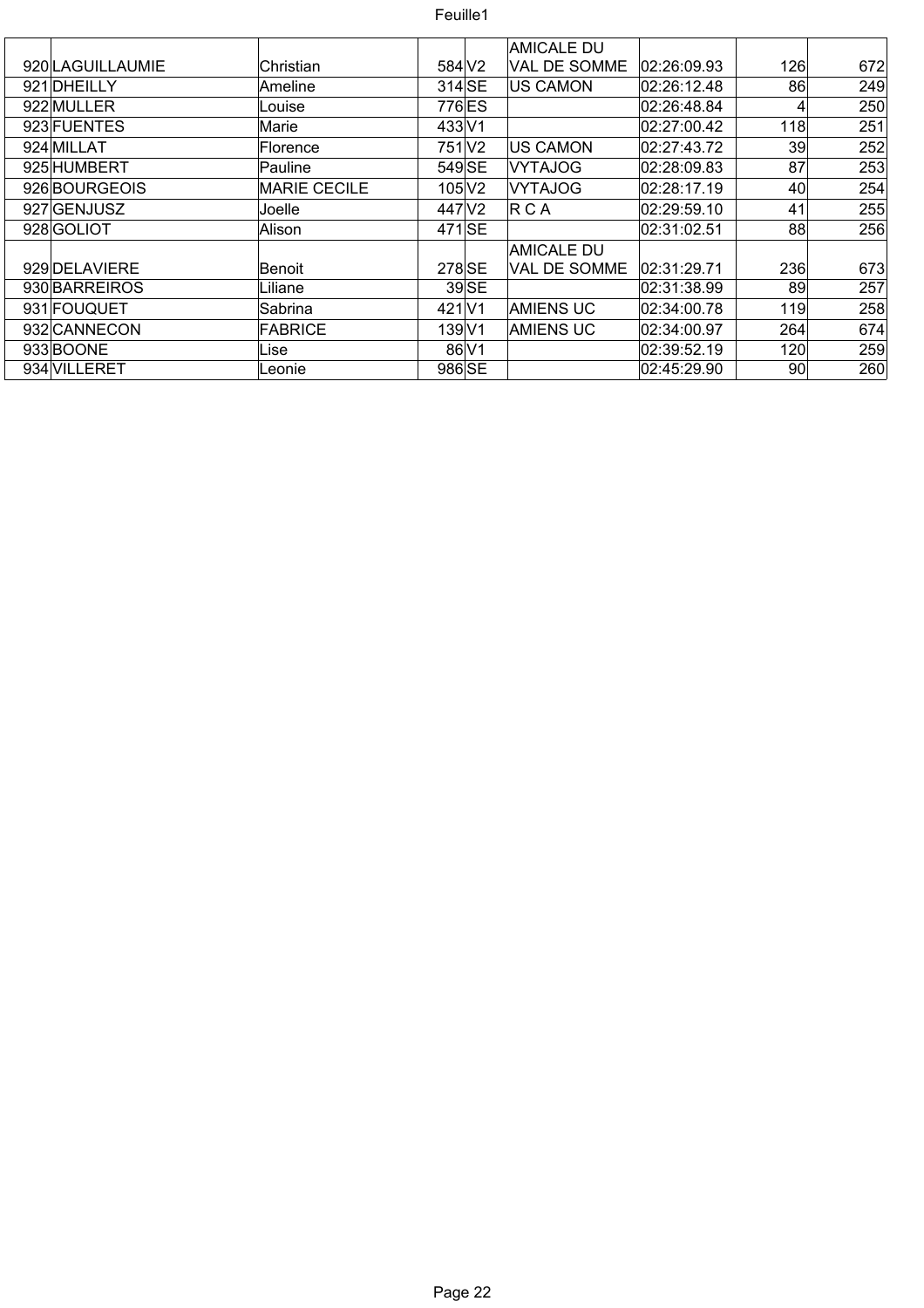| | | | | | | | | |
|---|---|---|---|---|---|---|---|---|
| 920 | LAGUILLAUMIE | Christian | 584 | V2 | AMICALE DU VAL DE SOMME | 02:26:09.93 | 126 | 672 |
| 921 | DHEILLY | Ameline | 314 | SE | US CAMON | 02:26:12.48 | 86 | 249 |
| 922 | MULLER | Louise | 776 | ES | | 02:26:48.84 | 4 | 250 |
| 923 | FUENTES | Marie | 433 | V1 | | 02:27:00.42 | 118 | 251 |
| 924 | MILLAT | Florence | 751 | V2 | US CAMON | 02:27:43.72 | 39 | 252 |
| 925 | HUMBERT | Pauline | 549 | SE | VYTAJOG | 02:28:09.83 | 87 | 253 |
| 926 | BOURGEOIS | MARIE CECILE | 105 | V2 | VYTAJOG | 02:28:17.19 | 40 | 254 |
| 927 | GENJUSZ | Joelle | 447 | V2 | R C A | 02:29:59.10 | 41 | 255 |
| 928 | GOLIOT | Alison | 471 | SE | | 02:31:02.51 | 88 | 256 |
| 929 | DELAVIERE | Benoit | 278 | SE | AMICALE DU VAL DE SOMME | 02:31:29.71 | 236 | 673 |
| 930 | BARREIROS | Liliane | 39 | SE | | 02:31:38.99 | 89 | 257 |
| 931 | FOUQUET | Sabrina | 421 | V1 | AMIENS UC | 02:34:00.78 | 119 | 258 |
| 932 | CANNECON | FABRICE | 139 | V1 | AMIENS UC | 02:34:00.97 | 264 | 674 |
| 933 | BOONE | Lise | 86 | V1 | | 02:39:52.19 | 120 | 259 |
| 934 | VILLERET | Leonie | 986 | SE | | 02:45:29.90 | 90 | 260 |